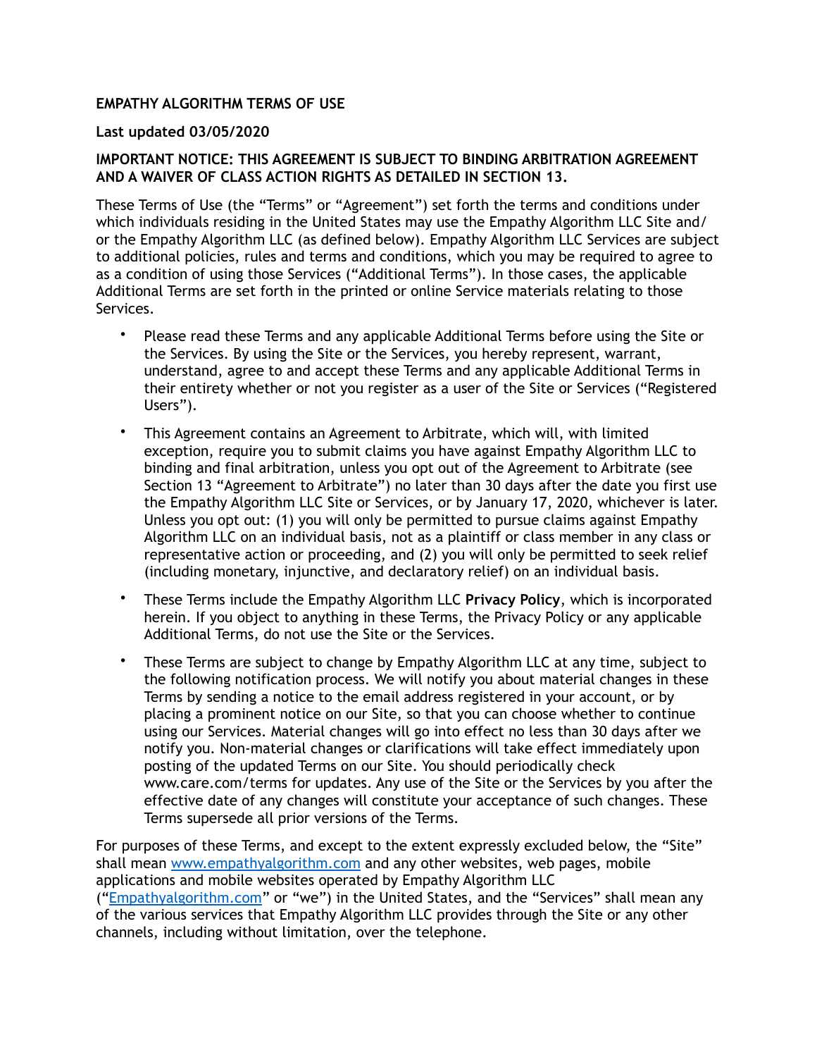**EMPATHY ALGORITHM TERMS OF USE**

**Last updated 03/05/2020**

**IMPORTANT NOTICE: THIS AGREEMENT IS SUBJECT TO BINDING ARBITRATION AGREEMENT AND A WAIVER OF CLASS ACTION RIGHTS AS DETAILED IN SECTION 13.**

These Terms of Use (the "Terms" or "Agreement") set forth the terms and conditions under which individuals residing in the United States may use the Empathy Algorithm LLC Site and/or the Empathy Algorithm LLC (as defined below). Empathy Algorithm LLC Services are subject to additional policies, rules and terms and conditions, which you may be required to agree to as a condition of using those Services ("Additional Terms"). In those cases, the applicable Additional Terms are set forth in the printed or online Service materials relating to those Services.

- Please read these Terms and any applicable Additional Terms before using the Site or the Services. By using the Site or the Services, you hereby represent, warrant, understand, agree to and accept these Terms and any applicable Additional Terms in their entirety whether or not you register as a user of the Site or Services ("Registered Users").
- This Agreement contains an Agreement to Arbitrate, which will, with limited exception, require you to submit claims you have against Empathy Algorithm LLC to binding and final arbitration, unless you opt out of the Agreement to Arbitrate (see Section 13 "Agreement to Arbitrate") no later than 30 days after the date you first use the Empathy Algorithm LLC Site or Services, or by January 17, 2020, whichever is later. Unless you opt out: (1) you will only be permitted to pursue claims against Empathy Algorithm LLC on an individual basis, not as a plaintiff or class member in any class or representative action or proceeding, and (2) you will only be permitted to seek relief (including monetary, injunctive, and declaratory relief) on an individual basis.
- These Terms include the Empathy Algorithm LLC **Privacy Policy**, which is incorporated herein. If you object to anything in these Terms, the Privacy Policy or any applicable Additional Terms, do not use the Site or the Services.
- These Terms are subject to change by Empathy Algorithm LLC at any time, subject to the following notification process. We will notify you about material changes in these Terms by sending a notice to the email address registered in your account, or by placing a prominent notice on our Site, so that you can choose whether to continue using our Services. Material changes will go into effect no less than 30 days after we notify you. Non-material changes or clarifications will take effect immediately upon posting of the updated Terms on our Site. You should periodically check www.care.com/terms for updates. Any use of the Site or the Services by you after the effective date of any changes will constitute your acceptance of such changes. These Terms supersede all prior versions of the Terms.

For purposes of these Terms, and except to the extent expressly excluded below, the "Site" shall mean [www.empathyalgorithm.com](http://www.empathyalgorithm.com) and any other websites, web pages, mobile applications and mobile websites operated by Empathy Algorithm LLC ("[Empathyalgorithm.com](http://Empathyalgorithm.com)" or "we") in the United States, and the "Services" shall mean any of the various services that Empathy Algorithm LLC provides through the Site or any other channels, including without limitation, over the telephone.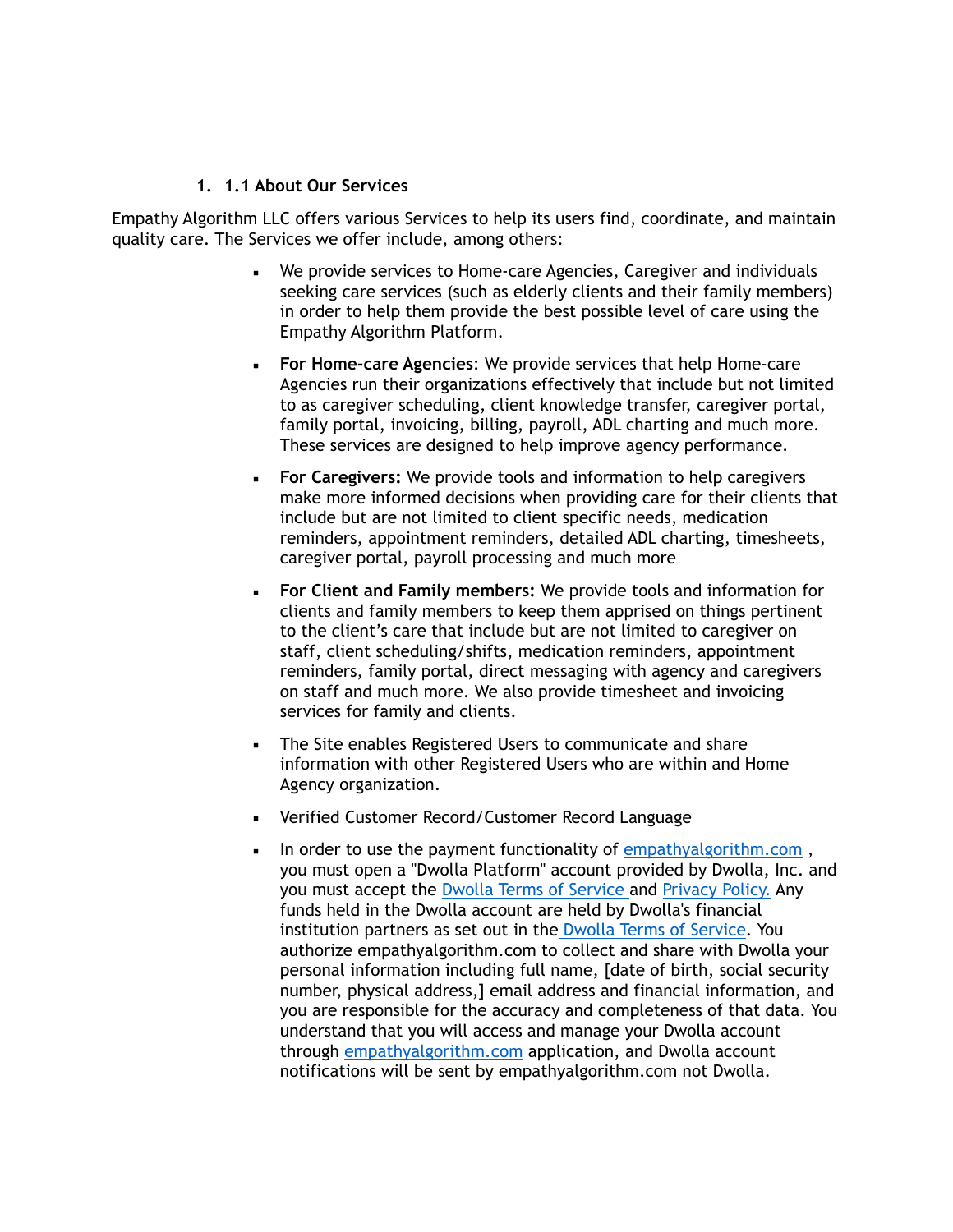1. **1.1 About Our Services**

Empathy Algorithm LLC offers various Services to help its users find, coordinate, and maintain quality care. The Services we offer include, among others:

- We provide services to Home-care Agencies, Caregiver and individuals seeking care services (such as elderly clients and their family members) in order to help them provide the best possible level of care using the Empathy Algorithm Platform.
- **For Home-care Agencies**: We provide services that help Home-care Agencies run their organizations effectively that include but not limited to as caregiver scheduling, client knowledge transfer, caregiver portal, family portal, invoicing, billing, payroll, ADL charting and much more. These services are designed to help improve agency performance.
- **For Caregivers:** We provide tools and information to help caregivers make more informed decisions when providing care for their clients that include but are not limited to client specific needs, medication reminders, appointment reminders, detailed ADL charting, timesheets, caregiver portal, payroll processing and much more
- **For Client and Family members:** We provide tools and information for clients and family members to keep them apprised on things pertinent to the client's care that include but are not limited to caregiver on staff, client scheduling/shifts, medication reminders, appointment reminders, family portal, direct messaging with agency and caregivers on staff and much more. We also provide timesheet and invoicing services for family and clients.
- The Site enables Registered Users to communicate and share information with other Registered Users who are within and Home Agency organization.
- Verified Customer Record/Customer Record Language
- In order to use the payment functionality of empathyalgorithm.com , you must open a "Dwolla Platform" account provided by Dwolla, Inc. and you must accept the Dwolla Terms of Service and Privacy Policy. Any funds held in the Dwolla account are held by Dwolla's financial institution partners as set out in the Dwolla Terms of Service. You authorize empathyalgorithm.com to collect and share with Dwolla your personal information including full name, [date of birth, social security number, physical address,] email address and financial information, and you are responsible for the accuracy and completeness of that data. You understand that you will access and manage your Dwolla account through empathyalgorithm.com application, and Dwolla account notifications will be sent by empathyalgorithm.com not Dwolla.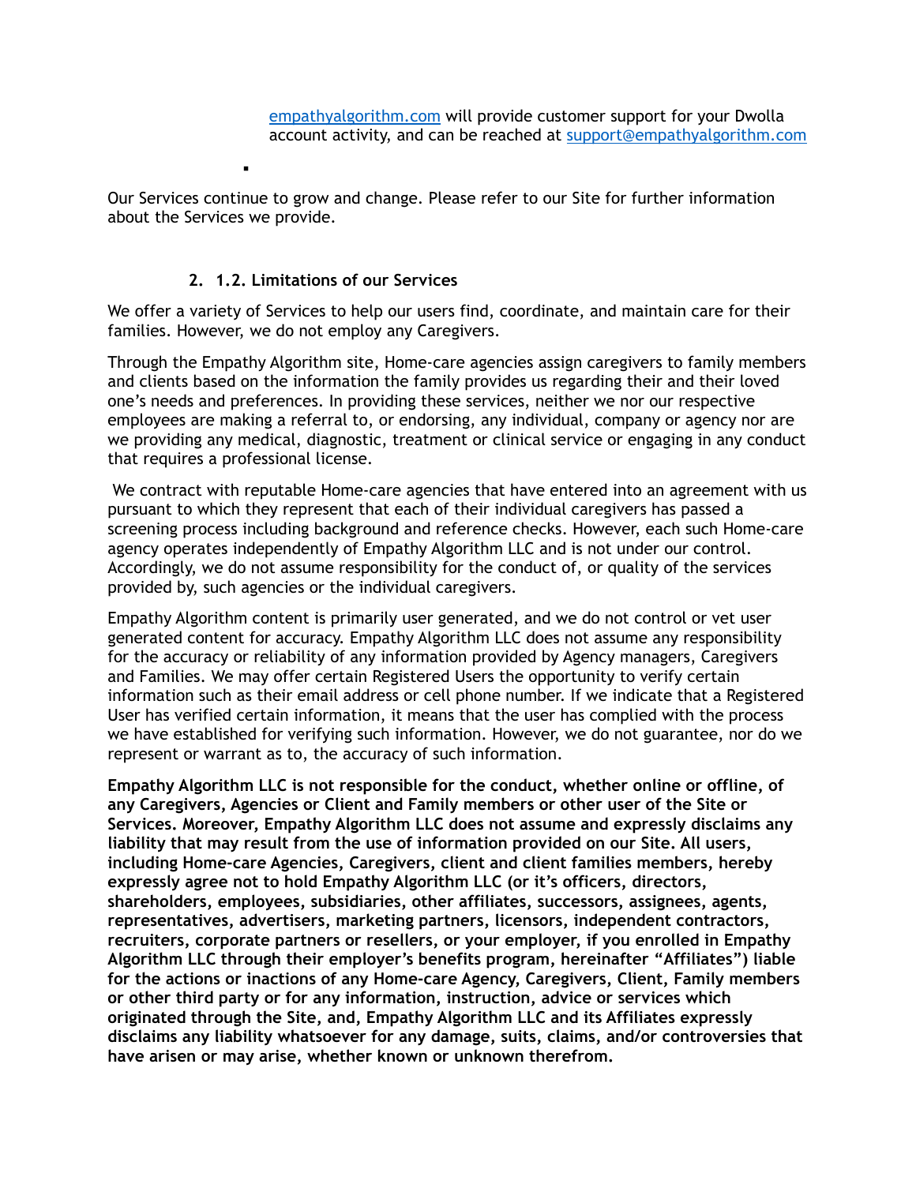empathyalgorithm.com will provide customer support for your Dwolla account activity, and can be reached at support@empathyalgorithm.com

Our Services continue to grow and change. Please refer to our Site for further information about the Services we provide.

## 2. 1.2. Limitations of our Services

We offer a variety of Services to help our users find, coordinate, and maintain care for their families. However, we do not employ any Caregivers.

Through the Empathy Algorithm site, Home-care agencies assign caregivers to family members and clients based on the information the family provides us regarding their and their loved one's needs and preferences. In providing these services, neither we nor our respective employees are making a referral to, or endorsing, any individual, company or agency nor are we providing any medical, diagnostic, treatment or clinical service or engaging in any conduct that requires a professional license.

We contract with reputable Home-care agencies that have entered into an agreement with us pursuant to which they represent that each of their individual caregivers has passed a screening process including background and reference checks. However, each such Home-care agency operates independently of Empathy Algorithm LLC and is not under our control. Accordingly, we do not assume responsibility for the conduct of, or quality of the services provided by, such agencies or the individual caregivers.

Empathy Algorithm content is primarily user generated, and we do not control or vet user generated content for accuracy. Empathy Algorithm LLC does not assume any responsibility for the accuracy or reliability of any information provided by Agency managers, Caregivers and Families. We may offer certain Registered Users the opportunity to verify certain information such as their email address or cell phone number. If we indicate that a Registered User has verified certain information, it means that the user has complied with the process we have established for verifying such information. However, we do not guarantee, nor do we represent or warrant as to, the accuracy of such information.

**Empathy Algorithm LLC is not responsible for the conduct, whether online or offline, of any Caregivers, Agencies or Client and Family members or other user of the Site or Services. Moreover, Empathy Algorithm LLC does not assume and expressly disclaims any liability that may result from the use of information provided on our Site. All users, including Home-care Agencies, Caregivers, client and client families members, hereby expressly agree not to hold Empathy Algorithm LLC (or it's officers, directors, shareholders, employees, subsidiaries, other affiliates, successors, assignees, agents, representatives, advertisers, marketing partners, licensors, independent contractors, recruiters, corporate partners or resellers, or your employer, if you enrolled in Empathy Algorithm LLC through their employer's benefits program, hereinafter "Affiliates") liable for the actions or inactions of any Home-care Agency, Caregivers, Client, Family members or other third party or for any information, instruction, advice or services which originated through the Site, and, Empathy Algorithm LLC and its Affiliates expressly disclaims any liability whatsoever for any damage, suits, claims, and/or controversies that have arisen or may arise, whether known or unknown therefrom.**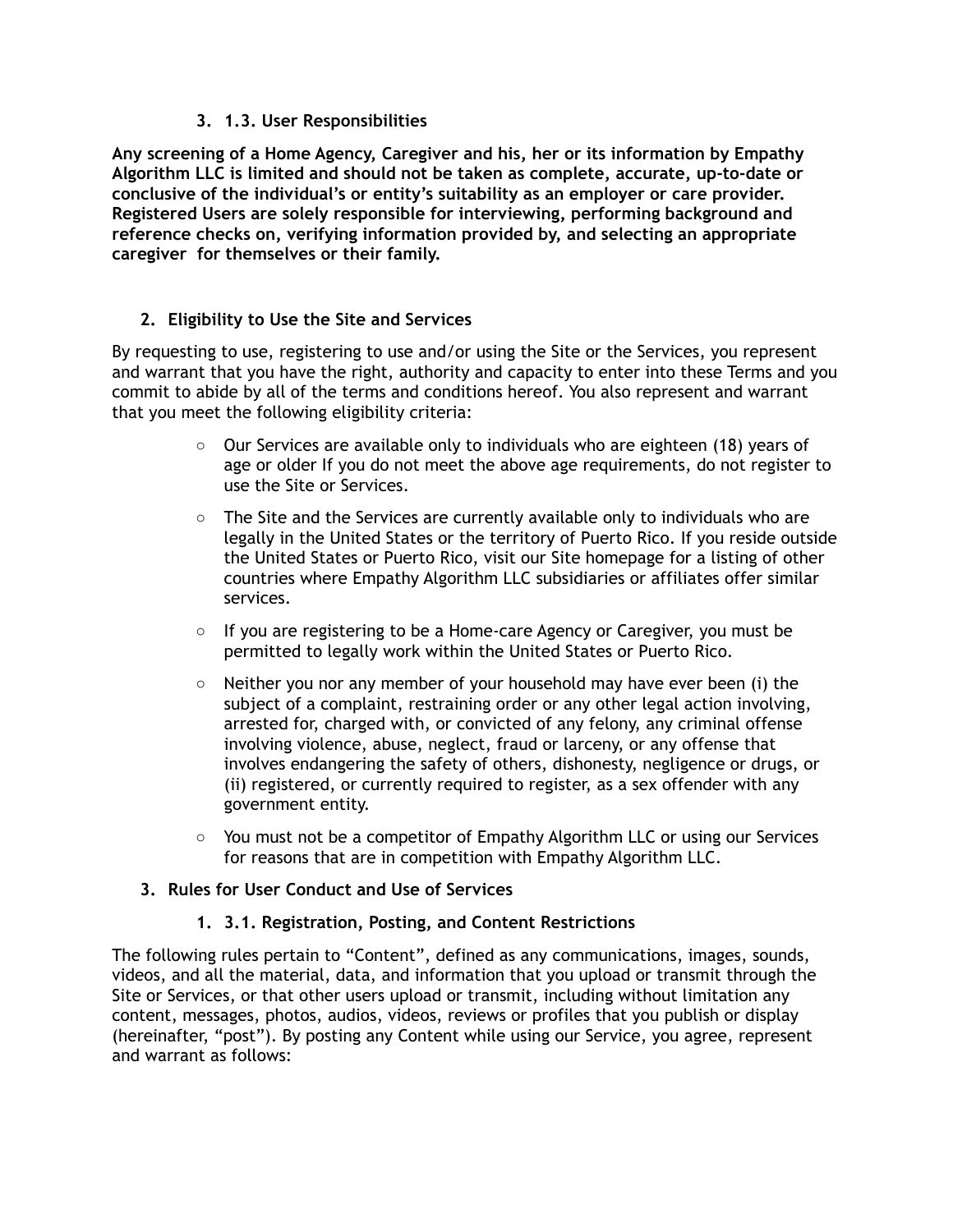### 3. 1.3. User Responsibilities

**Any screening of a Home Agency, Caregiver and his, her or its information by Empathy Algorithm LLC is limited and should not be taken as complete, accurate, up-to-date or conclusive of the individual's or entity's suitability as an employer or care provider. Registered Users are solely responsible for interviewing, performing background and reference checks on, verifying information provided by, and selecting an appropriate caregiver for themselves or their family.**

## 2. Eligibility to Use the Site and Services

By requesting to use, registering to use and/or using the Site or the Services, you represent and warrant that you have the right, authority and capacity to enter into these Terms and you commit to abide by all of the terms and conditions hereof. You also represent and warrant that you meet the following eligibility criteria:

- Our Services are available only to individuals who are eighteen (18) years of age or older If you do not meet the above age requirements, do not register to use the Site or Services.
- The Site and the Services are currently available only to individuals who are legally in the United States or the territory of Puerto Rico. If you reside outside the United States or Puerto Rico, visit our Site homepage for a listing of other countries where Empathy Algorithm LLC subsidiaries or affiliates offer similar services.
- If you are registering to be a Home-care Agency or Caregiver, you must be permitted to legally work within the United States or Puerto Rico.
- Neither you nor any member of your household may have ever been (i) the subject of a complaint, restraining order or any other legal action involving, arrested for, charged with, or convicted of any felony, any criminal offense involving violence, abuse, neglect, fraud or larceny, or any offense that involves endangering the safety of others, dishonesty, negligence or drugs, or (ii) registered, or currently required to register, as a sex offender with any government entity.
- You must not be a competitor of Empathy Algorithm LLC or using our Services for reasons that are in competition with Empathy Algorithm LLC.

## 3. Rules for User Conduct and Use of Services

### 1. 3.1. Registration, Posting, and Content Restrictions

The following rules pertain to "Content", defined as any communications, images, sounds, videos, and all the material, data, and information that you upload or transmit through the Site or Services, or that other users upload or transmit, including without limitation any content, messages, photos, audios, videos, reviews or profiles that you publish or display (hereinafter, "post"). By posting any Content while using our Service, you agree, represent and warrant as follows: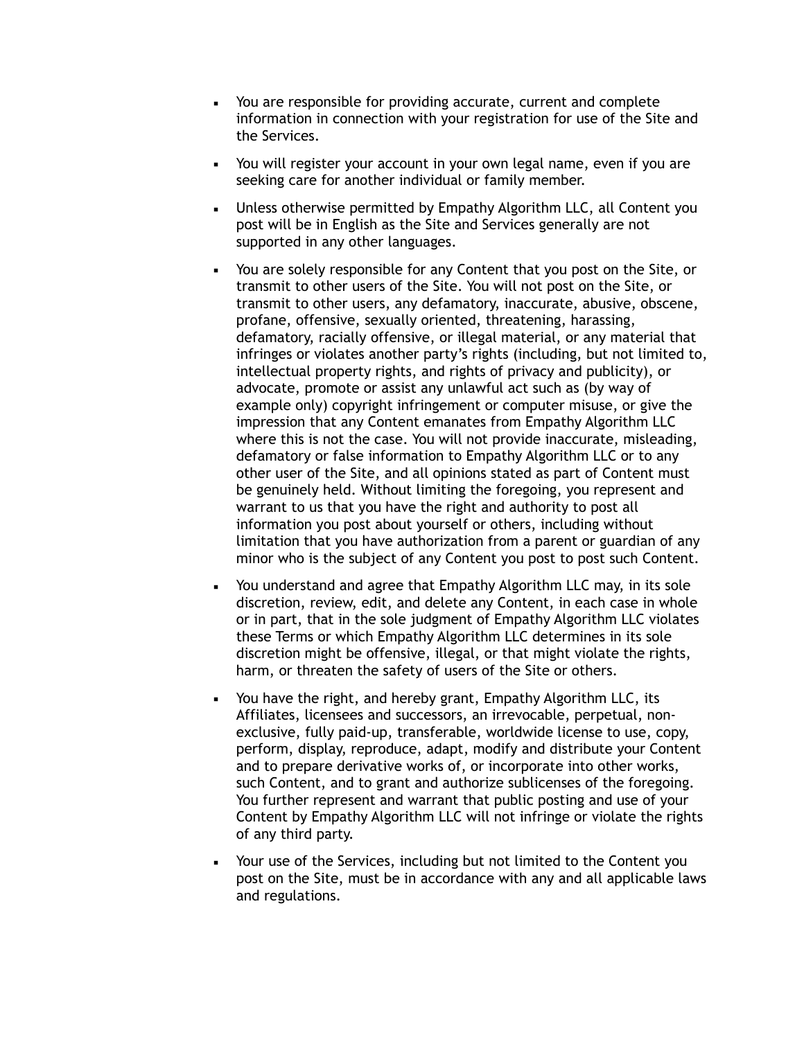- You are responsible for providing accurate, current and complete information in connection with your registration for use of the Site and the Services.

- You will register your account in your own legal name, even if you are seeking care for another individual or family member.

- Unless otherwise permitted by Empathy Algorithm LLC, all Content you post will be in English as the Site and Services generally are not supported in any other languages.

- You are solely responsible for any Content that you post on the Site, or transmit to other users of the Site. You will not post on the Site, or transmit to other users, any defamatory, inaccurate, abusive, obscene, profane, offensive, sexually oriented, threatening, harassing, defamatory, racially offensive, or illegal material, or any material that infringes or violates another party's rights (including, but not limited to, intellectual property rights, and rights of privacy and publicity), or advocate, promote or assist any unlawful act such as (by way of example only) copyright infringement or computer misuse, or give the impression that any Content emanates from Empathy Algorithm LLC where this is not the case. You will not provide inaccurate, misleading, defamatory or false information to Empathy Algorithm LLC or to any other user of the Site, and all opinions stated as part of Content must be genuinely held. Without limiting the foregoing, you represent and warrant to us that you have the right and authority to post all information you post about yourself or others, including without limitation that you have authorization from a parent or guardian of any minor who is the subject of any Content you post to post such Content.

- You understand and agree that Empathy Algorithm LLC may, in its sole discretion, review, edit, and delete any Content, in each case in whole or in part, that in the sole judgment of Empathy Algorithm LLC violates these Terms or which Empathy Algorithm LLC determines in its sole discretion might be offensive, illegal, or that might violate the rights, harm, or threaten the safety of users of the Site or others.

- You have the right, and hereby grant, Empathy Algorithm LLC, its Affiliates, licensees and successors, an irrevocable, perpetual, non-exclusive, fully paid-up, transferable, worldwide license to use, copy, perform, display, reproduce, adapt, modify and distribute your Content and to prepare derivative works of, or incorporate into other works, such Content, and to grant and authorize sublicenses of the foregoing. You further represent and warrant that public posting and use of your Content by Empathy Algorithm LLC will not infringe or violate the rights of any third party.

- Your use of the Services, including but not limited to the Content you post on the Site, must be in accordance with any and all applicable laws and regulations.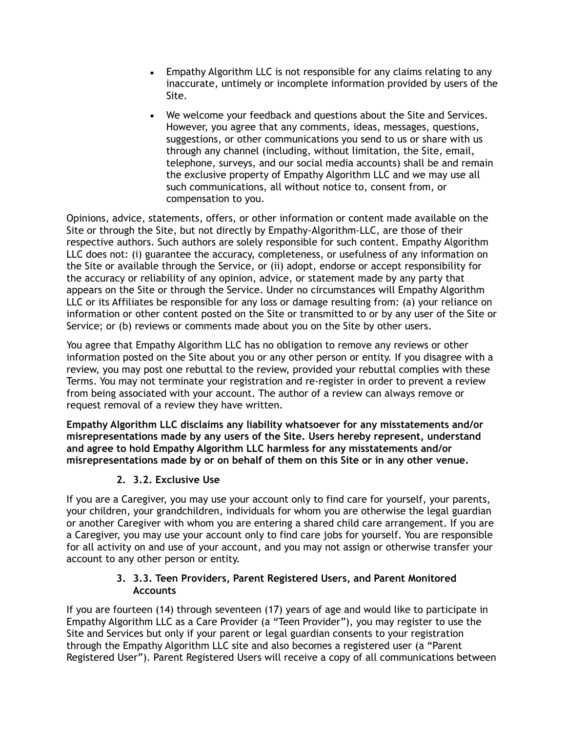- Empathy Algorithm LLC is not responsible for any claims relating to any inaccurate, untimely or incomplete information provided by users of the Site.
- We welcome your feedback and questions about the Site and Services. However, you agree that any comments, ideas, messages, questions, suggestions, or other communications you send to us or share with us through any channel (including, without limitation, the Site, email, telephone, surveys, and our social media accounts) shall be and remain the exclusive property of Empathy Algorithm LLC and we may use all such communications, all without notice to, consent from, or compensation to you.

Opinions, advice, statements, offers, or other information or content made available on the Site or through the Site, but not directly by Empathy-Algorithm-LLC, are those of their respective authors. Such authors are solely responsible for such content. Empathy Algorithm LLC does not: (i) guarantee the accuracy, completeness, or usefulness of any information on the Site or available through the Service, or (ii) adopt, endorse or accept responsibility for the accuracy or reliability of any opinion, advice, or statement made by any party that appears on the Site or through the Service. Under no circumstances will Empathy Algorithm LLC or its Affiliates be responsible for any loss or damage resulting from: (a) your reliance on information or other content posted on the Site or transmitted to or by any user of the Site or Service; or (b) reviews or comments made about you on the Site by other users.

You agree that Empathy Algorithm LLC has no obligation to remove any reviews or other information posted on the Site about you or any other person or entity. If you disagree with a review, you may post one rebuttal to the review, provided your rebuttal complies with these Terms. You may not terminate your registration and re-register in order to prevent a review from being associated with your account. The author of a review can always remove or request removal of a review they have written.

**Empathy Algorithm LLC disclaims any liability whatsoever for any misstatements and/or misrepresentations made by any users of the Site. Users hereby represent, understand and agree to hold Empathy Algorithm LLC harmless for any misstatements and/or misrepresentations made by or on behalf of them on this Site or in any other venue.**

2. **3.2. Exclusive Use**

If you are a Caregiver, you may use your account only to find care for yourself, your parents, your children, your grandchildren, individuals for whom you are otherwise the legal guardian or another Caregiver with whom you are entering a shared child care arrangement. If you are a Caregiver, you may use your account only to find care jobs for yourself. You are responsible for all activity on and use of your account, and you may not assign or otherwise transfer your account to any other person or entity.

3. **3.3. Teen Providers, Parent Registered Users, and Parent Monitored Accounts**

If you are fourteen (14) through seventeen (17) years of age and would like to participate in Empathy Algorithm LLC as a Care Provider (a "Teen Provider"), you may register to use the Site and Services but only if your parent or legal guardian consents to your registration through the Empathy Algorithm LLC site and also becomes a registered user (a "Parent Registered User"). Parent Registered Users will receive a copy of all communications between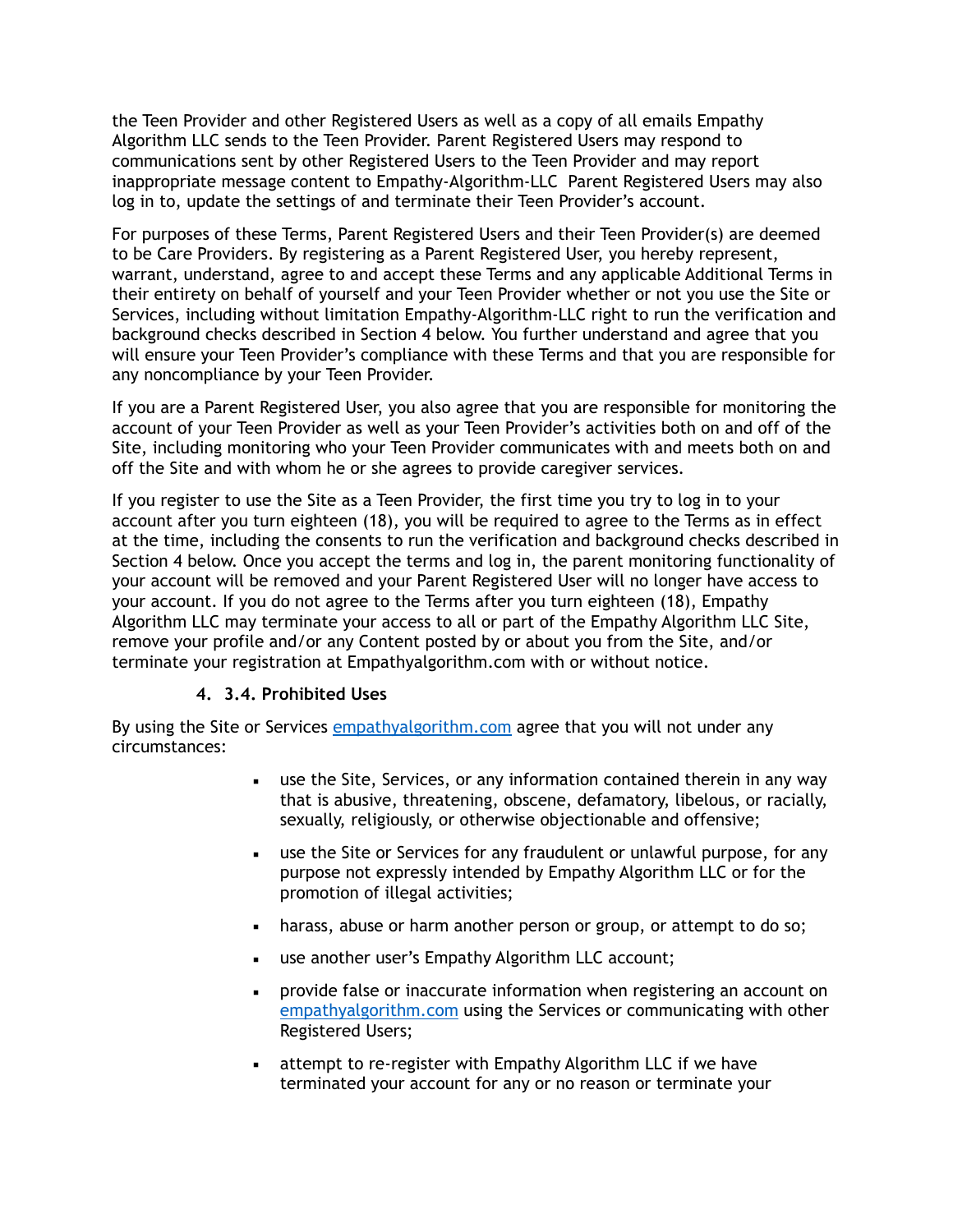the Teen Provider and other Registered Users as well as a copy of all emails Empathy Algorithm LLC sends to the Teen Provider. Parent Registered Users may respond to communications sent by other Registered Users to the Teen Provider and may report inappropriate message content to Empathy-Algorithm-LLC  Parent Registered Users may also log in to, update the settings of and terminate their Teen Provider's account.

For purposes of these Terms, Parent Registered Users and their Teen Provider(s) are deemed to be Care Providers. By registering as a Parent Registered User, you hereby represent, warrant, understand, agree to and accept these Terms and any applicable Additional Terms in their entirety on behalf of yourself and your Teen Provider whether or not you use the Site or Services, including without limitation Empathy-Algorithm-LLC right to run the verification and background checks described in Section 4 below. You further understand and agree that you will ensure your Teen Provider's compliance with these Terms and that you are responsible for any noncompliance by your Teen Provider.

If you are a Parent Registered User, you also agree that you are responsible for monitoring the account of your Teen Provider as well as your Teen Provider's activities both on and off of the Site, including monitoring who your Teen Provider communicates with and meets both on and off the Site and with whom he or she agrees to provide caregiver services.

If you register to use the Site as a Teen Provider, the first time you try to log in to your account after you turn eighteen (18), you will be required to agree to the Terms as in effect at the time, including the consents to run the verification and background checks described in Section 4 below. Once you accept the terms and log in, the parent monitoring functionality of your account will be removed and your Parent Registered User will no longer have access to your account. If you do not agree to the Terms after you turn eighteen (18), Empathy Algorithm LLC may terminate your access to all or part of the Empathy Algorithm LLC Site, remove your profile and/or any Content posted by or about you from the Site, and/or terminate your registration at Empathyalgorithm.com with or without notice.

### 4. 3.4. Prohibited Uses

By using the Site or Services empathyalgorithm.com agree that you will not under any circumstances:

- use the Site, Services, or any information contained therein in any way that is abusive, threatening, obscene, defamatory, libelous, or racially, sexually, religiously, or otherwise objectionable and offensive;
- use the Site or Services for any fraudulent or unlawful purpose, for any purpose not expressly intended by Empathy Algorithm LLC or for the promotion of illegal activities;
- harass, abuse or harm another person or group, or attempt to do so;
- use another user's Empathy Algorithm LLC account;
- provide false or inaccurate information when registering an account on empathyalgorithm.com using the Services or communicating with other Registered Users;
- attempt to re-register with Empathy Algorithm LLC if we have terminated your account for any or no reason or terminate your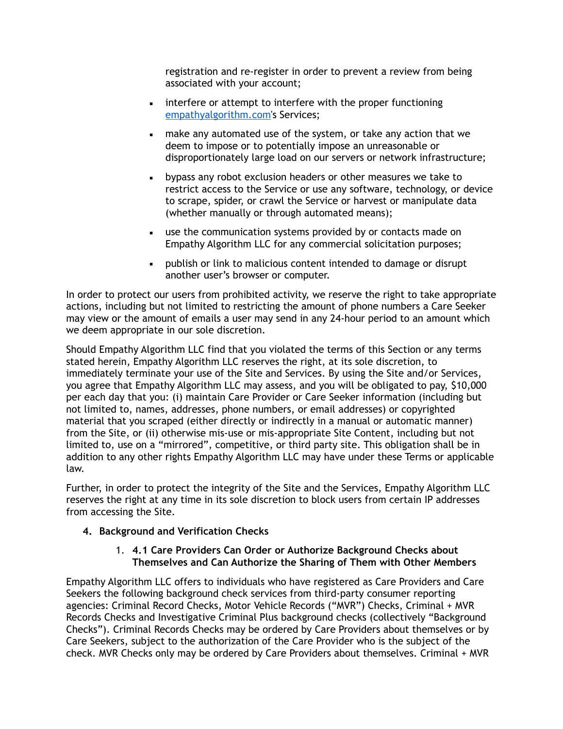registration and re-register in order to prevent a review from being associated with your account;

- interfere or attempt to interfere with the proper functioning [empathyalgorithm.com](empathyalgorithm.com)'s Services;
- make any automated use of the system, or take any action that we deem to impose or to potentially impose an unreasonable or disproportionately large load on our servers or network infrastructure;
- bypass any robot exclusion headers or other measures we take to restrict access to the Service or use any software, technology, or device to scrape, spider, or crawl the Service or harvest or manipulate data (whether manually or through automated means);
- use the communication systems provided by or contacts made on Empathy Algorithm LLC for any commercial solicitation purposes;
- publish or link to malicious content intended to damage or disrupt another user's browser or computer.

In order to protect our users from prohibited activity, we reserve the right to take appropriate actions, including but not limited to restricting the amount of phone numbers a Care Seeker may view or the amount of emails a user may send in any 24-hour period to an amount which we deem appropriate in our sole discretion.

Should Empathy Algorithm LLC find that you violated the terms of this Section or any terms stated herein, Empathy Algorithm LLC reserves the right, at its sole discretion, to immediately terminate your use of the Site and Services. By using the Site and/or Services, you agree that Empathy Algorithm LLC may assess, and you will be obligated to pay, $10,000 per each day that you: (i) maintain Care Provider or Care Seeker information (including but not limited to, names, addresses, phone numbers, or email addresses) or copyrighted material that you scraped (either directly or indirectly in a manual or automatic manner) from the Site, or (ii) otherwise mis-use or mis-appropriate Site Content, including but not limited to, use on a "mirrored", competitive, or third party site. This obligation shall be in addition to any other rights Empathy Algorithm LLC may have under these Terms or applicable law.

Further, in order to protect the integrity of the Site and the Services, Empathy Algorithm LLC reserves the right at any time in its sole discretion to block users from certain IP addresses from accessing the Site.

## 4. Background and Verification Checks

### 1. 4.1 Care Providers Can Order or Authorize Background Checks about Themselves and Can Authorize the Sharing of Them with Other Members

Empathy Algorithm LLC offers to individuals who have registered as Care Providers and Care Seekers the following background check services from third-party consumer reporting agencies: Criminal Record Checks, Motor Vehicle Records ("MVR") Checks, Criminal + MVR Records Checks and Investigative Criminal Plus background checks (collectively "Background Checks"). Criminal Records Checks may be ordered by Care Providers about themselves or by Care Seekers, subject to the authorization of the Care Provider who is the subject of the check. MVR Checks only may be ordered by Care Providers about themselves. Criminal + MVR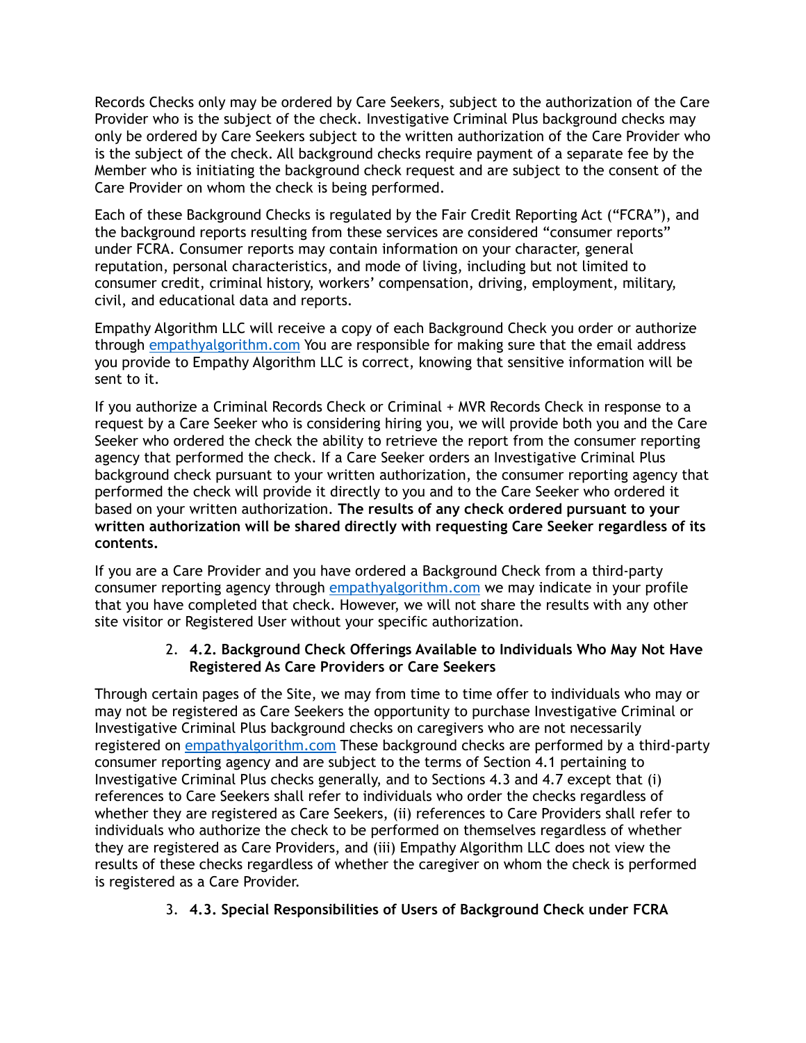Records Checks only may be ordered by Care Seekers, subject to the authorization of the Care Provider who is the subject of the check. Investigative Criminal Plus background checks may only be ordered by Care Seekers subject to the written authorization of the Care Provider who is the subject of the check. All background checks require payment of a separate fee by the Member who is initiating the background check request and are subject to the consent of the Care Provider on whom the check is being performed.

Each of these Background Checks is regulated by the Fair Credit Reporting Act ("FCRA"), and the background reports resulting from these services are considered "consumer reports" under FCRA. Consumer reports may contain information on your character, general reputation, personal characteristics, and mode of living, including but not limited to consumer credit, criminal history, workers' compensation, driving, employment, military, civil, and educational data and reports.

Empathy Algorithm LLC will receive a copy of each Background Check you order or authorize through [empathyalgorithm.com](empathyalgorithm.com) You are responsible for making sure that the email address you provide to Empathy Algorithm LLC is correct, knowing that sensitive information will be sent to it.

If you authorize a Criminal Records Check or Criminal + MVR Records Check in response to a request by a Care Seeker who is considering hiring you, we will provide both you and the Care Seeker who ordered the check the ability to retrieve the report from the consumer reporting agency that performed the check. If a Care Seeker orders an Investigative Criminal Plus background check pursuant to your written authorization, the consumer reporting agency that performed the check will provide it directly to you and to the Care Seeker who ordered it based on your written authorization. **The results of any check ordered pursuant to your written authorization will be shared directly with requesting Care Seeker regardless of its contents.**

If you are a Care Provider and you have ordered a Background Check from a third-party consumer reporting agency through [empathyalgorithm.com](empathyalgorithm.com) we may indicate in your profile that you have completed that check. However, we will not share the results with any other site visitor or Registered User without your specific authorization.

2. **4.2. Background Check Offerings Available to Individuals Who May Not Have Registered As Care Providers or Care Seekers**

Through certain pages of the Site, we may from time to time offer to individuals who may or may not be registered as Care Seekers the opportunity to purchase Investigative Criminal or Investigative Criminal Plus background checks on caregivers who are not necessarily registered on [empathyalgorithm.com](empathyalgorithm.com) These background checks are performed by a third-party consumer reporting agency and are subject to the terms of Section 4.1 pertaining to Investigative Criminal Plus checks generally, and to Sections 4.3 and 4.7 except that (i) references to Care Seekers shall refer to individuals who order the checks regardless of whether they are registered as Care Seekers, (ii) references to Care Providers shall refer to individuals who authorize the check to be performed on themselves regardless of whether they are registered as Care Providers, and (iii) Empathy Algorithm LLC does not view the results of these checks regardless of whether the caregiver on whom the check is performed is registered as a Care Provider.

3. **4.3. Special Responsibilities of Users of Background Check under FCRA**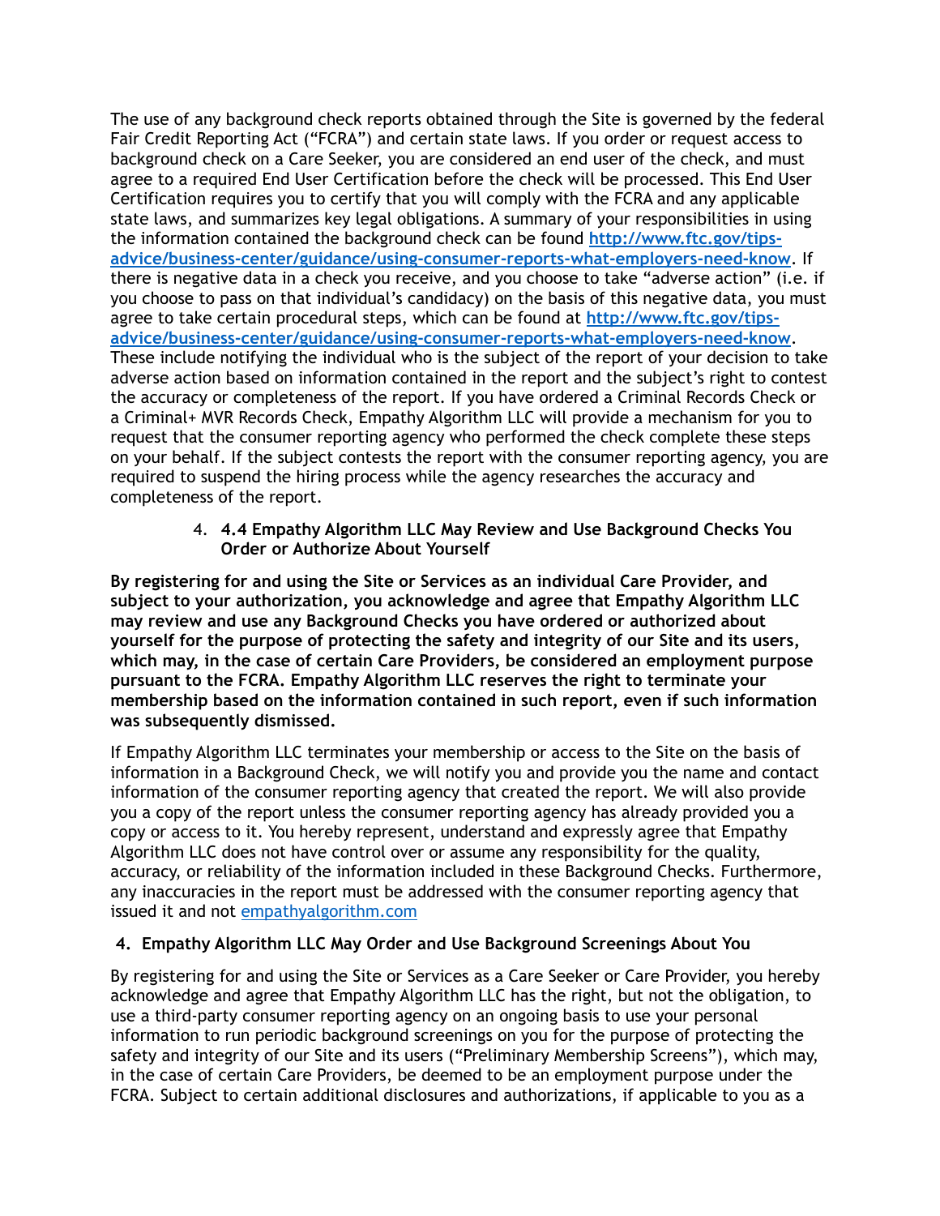The use of any background check reports obtained through the Site is governed by the federal Fair Credit Reporting Act ("FCRA") and certain state laws. If you order or request access to background check on a Care Seeker, you are considered an end user of the check, and must agree to a required End User Certification before the check will be processed. This End User Certification requires you to certify that you will comply with the FCRA and any applicable state laws, and summarizes key legal obligations. A summary of your responsibilities in using the information contained the background check can be found **[http://www.ftc.gov/tips-advice/business-center/guidance/using-consumer-reports-what-employers-need-know](http://www.ftc.gov/tips-advice/business-center/guidance/using-consumer-reports-what-employers-need-know)**. If there is negative data in a check you receive, and you choose to take "adverse action" (i.e. if you choose to pass on that individual's candidacy) on the basis of this negative data, you must agree to take certain procedural steps, which can be found at **[http://www.ftc.gov/tips-advice/business-center/guidance/using-consumer-reports-what-employers-need-know](http://www.ftc.gov/tips-advice/business-center/guidance/using-consumer-reports-what-employers-need-know)**. These include notifying the individual who is the subject of the report of your decision to take adverse action based on information contained in the report and the subject's right to contest the accuracy or completeness of the report. If you have ordered a Criminal Records Check or a Criminal+ MVR Records Check, Empathy Algorithm LLC will provide a mechanism for you to request that the consumer reporting agency who performed the check complete these steps on your behalf. If the subject contests the report with the consumer reporting agency, you are required to suspend the hiring process while the agency researches the accuracy and completeness of the report.

4. **4.4 Empathy Algorithm LLC May Review and Use Background Checks You Order or Authorize About Yourself**

**By registering for and using the Site or Services as an individual Care Provider, and subject to your authorization, you acknowledge and agree that Empathy Algorithm LLC may review and use any Background Checks you have ordered or authorized about yourself for the purpose of protecting the safety and integrity of our Site and its users, which may, in the case of certain Care Providers, be considered an employment purpose pursuant to the FCRA. Empathy Algorithm LLC reserves the right to terminate your membership based on the information contained in such report, even if such information was subsequently dismissed.**

If Empathy Algorithm LLC terminates your membership or access to the Site on the basis of information in a Background Check, we will notify you and provide you the name and contact information of the consumer reporting agency that created the report. We will also provide you a copy of the report unless the consumer reporting agency has already provided you a copy or access to it. You hereby represent, understand and expressly agree that Empathy Algorithm LLC does not have control over or assume any responsibility for the quality, accuracy, or reliability of the information included in these Background Checks. Furthermore, any inaccuracies in the report must be addressed with the consumer reporting agency that issued it and not [empathyalgorithm.com](empathyalgorithm.com)

**4. Empathy Algorithm LLC May Order and Use Background Screenings About You**

By registering for and using the Site or Services as a Care Seeker or Care Provider, you hereby acknowledge and agree that Empathy Algorithm LLC has the right, but not the obligation, to use a third-party consumer reporting agency on an ongoing basis to use your personal information to run periodic background screenings on you for the purpose of protecting the safety and integrity of our Site and its users ("Preliminary Membership Screens"), which may, in the case of certain Care Providers, be deemed to be an employment purpose under the FCRA. Subject to certain additional disclosures and authorizations, if applicable to you as a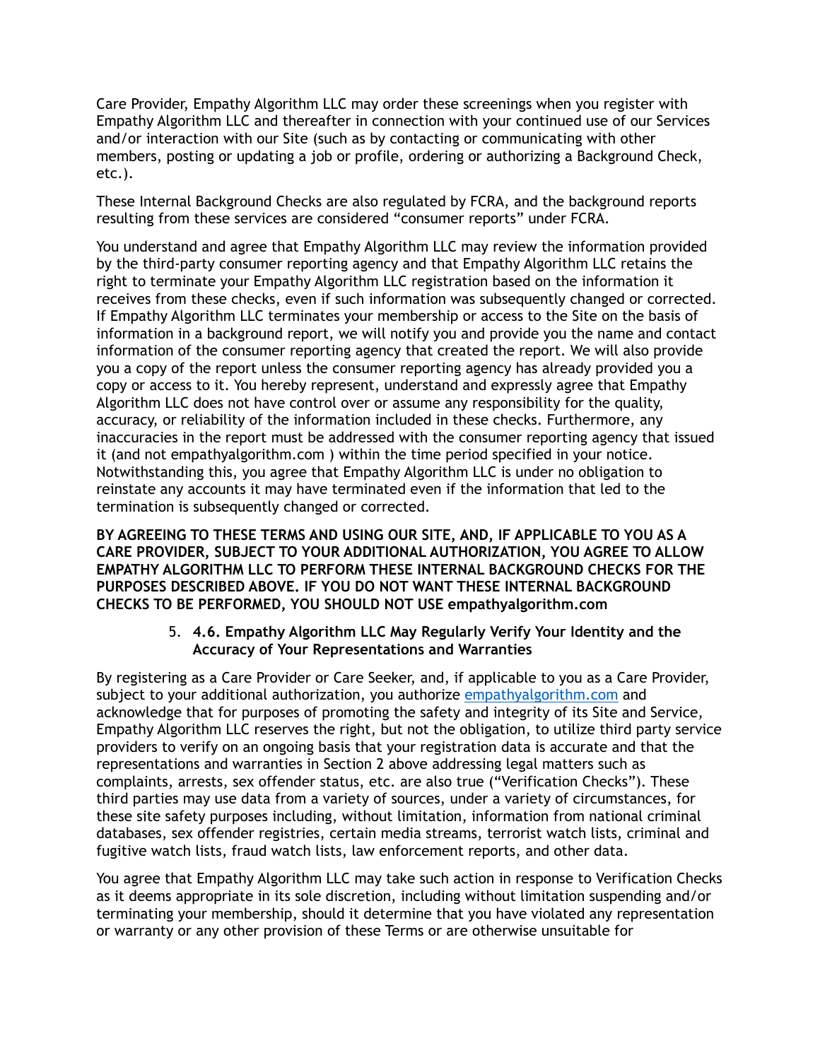Care Provider, Empathy Algorithm LLC may order these screenings when you register with Empathy Algorithm LLC and thereafter in connection with your continued use of our Services and/or interaction with our Site (such as by contacting or communicating with other members, posting or updating a job or profile, ordering or authorizing a Background Check, etc.).

These Internal Background Checks are also regulated by FCRA, and the background reports resulting from these services are considered "consumer reports" under FCRA.

You understand and agree that Empathy Algorithm LLC may review the information provided by the third-party consumer reporting agency and that Empathy Algorithm LLC retains the right to terminate your Empathy Algorithm LLC registration based on the information it receives from these checks, even if such information was subsequently changed or corrected. If Empathy Algorithm LLC terminates your membership or access to the Site on the basis of information in a background report, we will notify you and provide you the name and contact information of the consumer reporting agency that created the report. We will also provide you a copy of the report unless the consumer reporting agency has already provided you a copy or access to it. You hereby represent, understand and expressly agree that Empathy Algorithm LLC does not have control over or assume any responsibility for the quality, accuracy, or reliability of the information included in these checks. Furthermore, any inaccuracies in the report must be addressed with the consumer reporting agency that issued it (and not empathyalgorithm.com ) within the time period specified in your notice. Notwithstanding this, you agree that Empathy Algorithm LLC is under no obligation to reinstate any accounts it may have terminated even if the information that led to the termination is subsequently changed or corrected.

**BY AGREEING TO THESE TERMS AND USING OUR SITE, AND, IF APPLICABLE TO YOU AS A CARE PROVIDER, SUBJECT TO YOUR ADDITIONAL AUTHORIZATION, YOU AGREE TO ALLOW EMPATHY ALGORITHM LLC TO PERFORM THESE INTERNAL BACKGROUND CHECKS FOR THE PURPOSES DESCRIBED ABOVE. IF YOU DO NOT WANT THESE INTERNAL BACKGROUND CHECKS TO BE PERFORMED, YOU SHOULD NOT USE empathyalgorithm.com**

5. **4.6. Empathy Algorithm LLC May Regularly Verify Your Identity and the Accuracy of Your Representations and Warranties**

By registering as a Care Provider or Care Seeker, and, if applicable to you as a Care Provider, subject to your additional authorization, you authorize empathyalgorithm.com and acknowledge that for purposes of promoting the safety and integrity of its Site and Service, Empathy Algorithm LLC reserves the right, but not the obligation, to utilize third party service providers to verify on an ongoing basis that your registration data is accurate and that the representations and warranties in Section 2 above addressing legal matters such as complaints, arrests, sex offender status, etc. are also true ("Verification Checks"). These third parties may use data from a variety of sources, under a variety of circumstances, for these site safety purposes including, without limitation, information from national criminal databases, sex offender registries, certain media streams, terrorist watch lists, criminal and fugitive watch lists, fraud watch lists, law enforcement reports, and other data.

You agree that Empathy Algorithm LLC may take such action in response to Verification Checks as it deems appropriate in its sole discretion, including without limitation suspending and/or terminating your membership, should it determine that you have violated any representation or warranty or any other provision of these Terms or are otherwise unsuitable for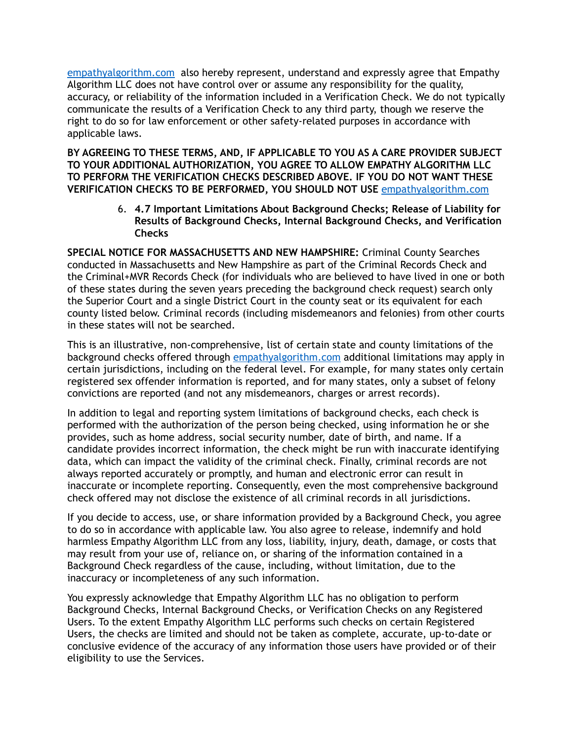[empathyalgorithm.com](empathyalgorithm.com) also hereby represent, understand and expressly agree that Empathy Algorithm LLC does not have control over or assume any responsibility for the quality, accuracy, or reliability of the information included in a Verification Check. We do not typically communicate the results of a Verification Check to any third party, though we reserve the right to do so for law enforcement or other safety-related purposes in accordance with applicable laws.

**BY AGREEING TO THESE TERMS, AND, IF APPLICABLE TO YOU AS A CARE PROVIDER SUBJECT TO YOUR ADDITIONAL AUTHORIZATION, YOU AGREE TO ALLOW EMPATHY ALGORITHM LLC TO PERFORM THE VERIFICATION CHECKS DESCRIBED ABOVE. IF YOU DO NOT WANT THESE VERIFICATION CHECKS TO BE PERFORMED, YOU SHOULD NOT USE** [empathyalgorithm.com](empathyalgorithm.com)

6. **4.7 Important Limitations About Background Checks; Release of Liability for Results of Background Checks, Internal Background Checks, and Verification Checks**

**SPECIAL NOTICE FOR MASSACHUSETTS AND NEW HAMPSHIRE:** Criminal County Searches conducted in Massachusetts and New Hampshire as part of the Criminal Records Check and the Criminal+MVR Records Check (for individuals who are believed to have lived in one or both of these states during the seven years preceding the background check request) search only the Superior Court and a single District Court in the county seat or its equivalent for each county listed below. Criminal records (including misdemeanors and felonies) from other courts in these states will not be searched.

This is an illustrative, non-comprehensive, list of certain state and county limitations of the background checks offered through [empathyalgorithm.com](empathyalgorithm.com) additional limitations may apply in certain jurisdictions, including on the federal level. For example, for many states only certain registered sex offender information is reported, and for many states, only a subset of felony convictions are reported (and not any misdemeanors, charges or arrest records).

In addition to legal and reporting system limitations of background checks, each check is performed with the authorization of the person being checked, using information he or she provides, such as home address, social security number, date of birth, and name. If a candidate provides incorrect information, the check might be run with inaccurate identifying data, which can impact the validity of the criminal check. Finally, criminal records are not always reported accurately or promptly, and human and electronic error can result in inaccurate or incomplete reporting. Consequently, even the most comprehensive background check offered may not disclose the existence of all criminal records in all jurisdictions.

If you decide to access, use, or share information provided by a Background Check, you agree to do so in accordance with applicable law. You also agree to release, indemnify and hold harmless Empathy Algorithm LLC from any loss, liability, injury, death, damage, or costs that may result from your use of, reliance on, or sharing of the information contained in a Background Check regardless of the cause, including, without limitation, due to the inaccuracy or incompleteness of any such information.

You expressly acknowledge that Empathy Algorithm LLC has no obligation to perform Background Checks, Internal Background Checks, or Verification Checks on any Registered Users. To the extent Empathy Algorithm LLC performs such checks on certain Registered Users, the checks are limited and should not be taken as complete, accurate, up-to-date or conclusive evidence of the accuracy of any information those users have provided or of their eligibility to use the Services.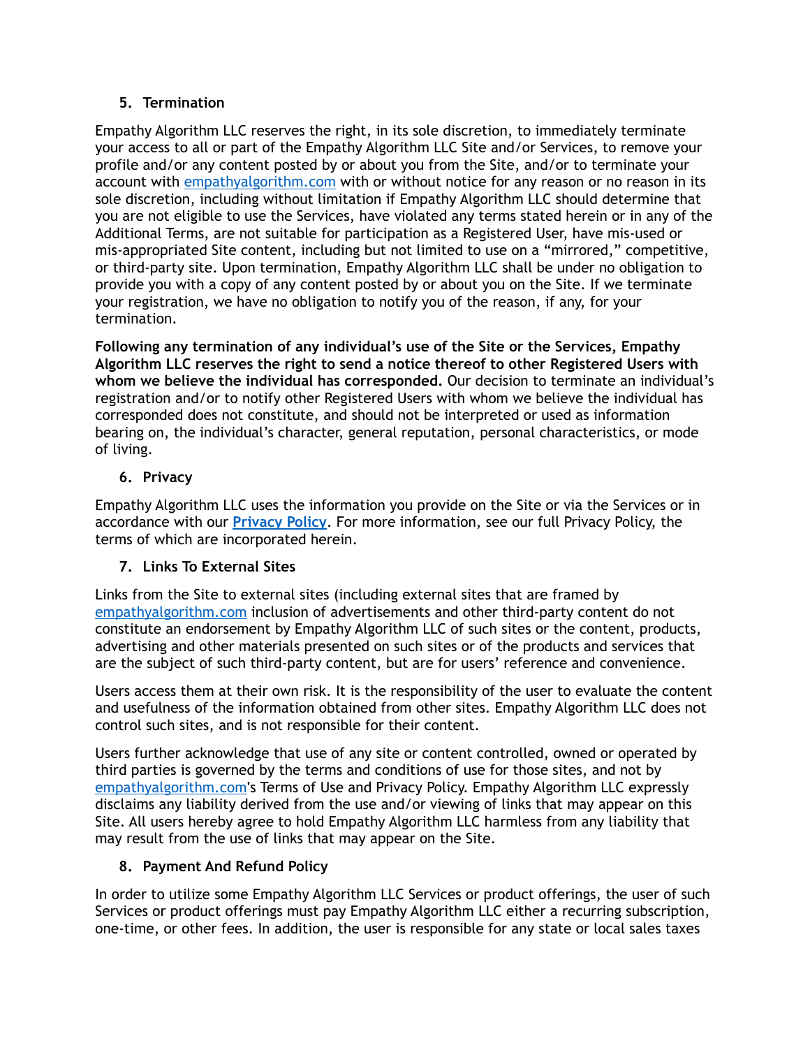5. **Termination**

Empathy Algorithm LLC reserves the right, in its sole discretion, to immediately terminate your access to all or part of the Empathy Algorithm LLC Site and/or Services, to remove your profile and/or any content posted by or about you from the Site, and/or to terminate your account with empathyalgorithm.com with or without notice for any reason or no reason in its sole discretion, including without limitation if Empathy Algorithm LLC should determine that you are not eligible to use the Services, have violated any terms stated herein or in any of the Additional Terms, are not suitable for participation as a Registered User, have mis-used or mis-appropriated Site content, including but not limited to use on a "mirrored," competitive, or third-party site. Upon termination, Empathy Algorithm LLC shall be under no obligation to provide you with a copy of any content posted by or about you on the Site. If we terminate your registration, we have no obligation to notify you of the reason, if any, for your termination.

**Following any termination of any individual's use of the Site or the Services, Empathy Algorithm LLC reserves the right to send a notice thereof to other Registered Users with whom we believe the individual has corresponded.** Our decision to terminate an individual's registration and/or to notify other Registered Users with whom we believe the individual has corresponded does not constitute, and should not be interpreted or used as information bearing on, the individual's character, general reputation, personal characteristics, or mode of living.

6. **Privacy**

Empathy Algorithm LLC uses the information you provide on the Site or via the Services or in accordance with our **Privacy Policy**. For more information, see our full Privacy Policy, the terms of which are incorporated herein.

7. **Links To External Sites**

Links from the Site to external sites (including external sites that are framed by empathyalgorithm.com inclusion of advertisements and other third-party content do not constitute an endorsement by Empathy Algorithm LLC of such sites or the content, products, advertising and other materials presented on such sites or of the products and services that are the subject of such third-party content, but are for users' reference and convenience.

Users access them at their own risk. It is the responsibility of the user to evaluate the content and usefulness of the information obtained from other sites. Empathy Algorithm LLC does not control such sites, and is not responsible for their content.

Users further acknowledge that use of any site or content controlled, owned or operated by third parties is governed by the terms and conditions of use for those sites, and not by empathyalgorithm.com's Terms of Use and Privacy Policy. Empathy Algorithm LLC expressly disclaims any liability derived from the use and/or viewing of links that may appear on this Site. All users hereby agree to hold Empathy Algorithm LLC harmless from any liability that may result from the use of links that may appear on the Site.

8. **Payment And Refund Policy**

In order to utilize some Empathy Algorithm LLC Services or product offerings, the user of such Services or product offerings must pay Empathy Algorithm LLC either a recurring subscription, one-time, or other fees. In addition, the user is responsible for any state or local sales taxes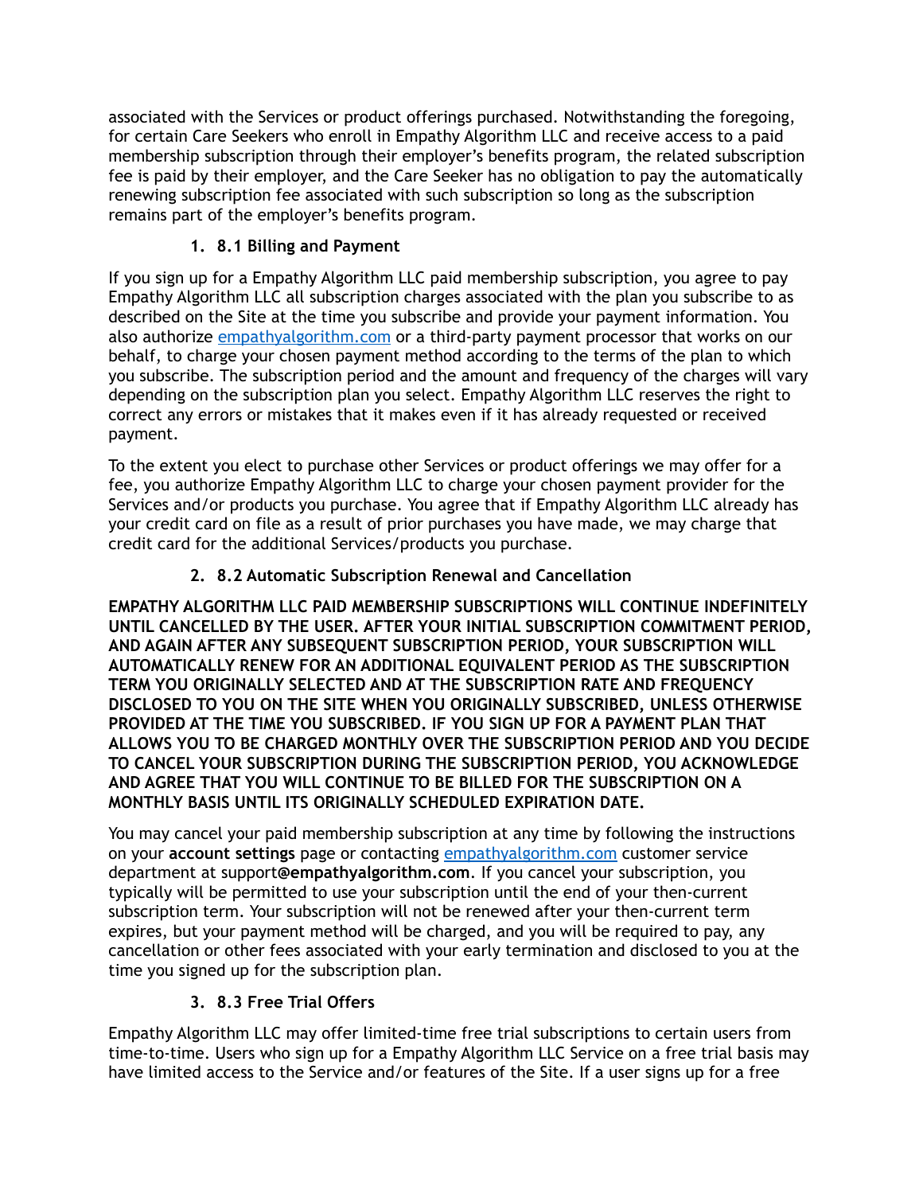associated with the Services or product offerings purchased. Notwithstanding the foregoing, for certain Care Seekers who enroll in Empathy Algorithm LLC and receive access to a paid membership subscription through their employer's benefits program, the related subscription fee is paid by their employer, and the Care Seeker has no obligation to pay the automatically renewing subscription fee associated with such subscription so long as the subscription remains part of the employer's benefits program.

### 1. 8.1 Billing and Payment

If you sign up for a Empathy Algorithm LLC paid membership subscription, you agree to pay Empathy Algorithm LLC all subscription charges associated with the plan you subscribe to as described on the Site at the time you subscribe and provide your payment information. You also authorize [empathyalgorithm.com](empathyalgorithm.com) or a third-party payment processor that works on our behalf, to charge your chosen payment method according to the terms of the plan to which you subscribe. The subscription period and the amount and frequency of the charges will vary depending on the subscription plan you select. Empathy Algorithm LLC reserves the right to correct any errors or mistakes that it makes even if it has already requested or received payment.

To the extent you elect to purchase other Services or product offerings we may offer for a fee, you authorize Empathy Algorithm LLC to charge your chosen payment provider for the Services and/or products you purchase. You agree that if Empathy Algorithm LLC already has your credit card on file as a result of prior purchases you have made, we may charge that credit card for the additional Services/products you purchase.

### 2. 8.2 Automatic Subscription Renewal and Cancellation

**EMPATHY ALGORITHM LLC PAID MEMBERSHIP SUBSCRIPTIONS WILL CONTINUE INDEFINITELY UNTIL CANCELLED BY THE USER. AFTER YOUR INITIAL SUBSCRIPTION COMMITMENT PERIOD, AND AGAIN AFTER ANY SUBSEQUENT SUBSCRIPTION PERIOD, YOUR SUBSCRIPTION WILL AUTOMATICALLY RENEW FOR AN ADDITIONAL EQUIVALENT PERIOD AS THE SUBSCRIPTION TERM YOU ORIGINALLY SELECTED AND AT THE SUBSCRIPTION RATE AND FREQUENCY DISCLOSED TO YOU ON THE SITE WHEN YOU ORIGINALLY SUBSCRIBED, UNLESS OTHERWISE PROVIDED AT THE TIME YOU SUBSCRIBED. IF YOU SIGN UP FOR A PAYMENT PLAN THAT ALLOWS YOU TO BE CHARGED MONTHLY OVER THE SUBSCRIPTION PERIOD AND YOU DECIDE TO CANCEL YOUR SUBSCRIPTION DURING THE SUBSCRIPTION PERIOD, YOU ACKNOWLEDGE AND AGREE THAT YOU WILL CONTINUE TO BE BILLED FOR THE SUBSCRIPTION ON A MONTHLY BASIS UNTIL ITS ORIGINALLY SCHEDULED EXPIRATION DATE.**

You may cancel your paid membership subscription at any time by following the instructions on your **account settings** page or contacting [empathyalgorithm.com](empathyalgorithm.com) customer service department at support**@empathyalgorithm.com**. If you cancel your subscription, you typically will be permitted to use your subscription until the end of your then-current subscription term. Your subscription will not be renewed after your then-current term expires, but your payment method will be charged, and you will be required to pay, any cancellation or other fees associated with your early termination and disclosed to you at the time you signed up for the subscription plan.

### 3. 8.3 Free Trial Offers

Empathy Algorithm LLC may offer limited-time free trial subscriptions to certain users from time-to-time. Users who sign up for a Empathy Algorithm LLC Service on a free trial basis may have limited access to the Service and/or features of the Site. If a user signs up for a free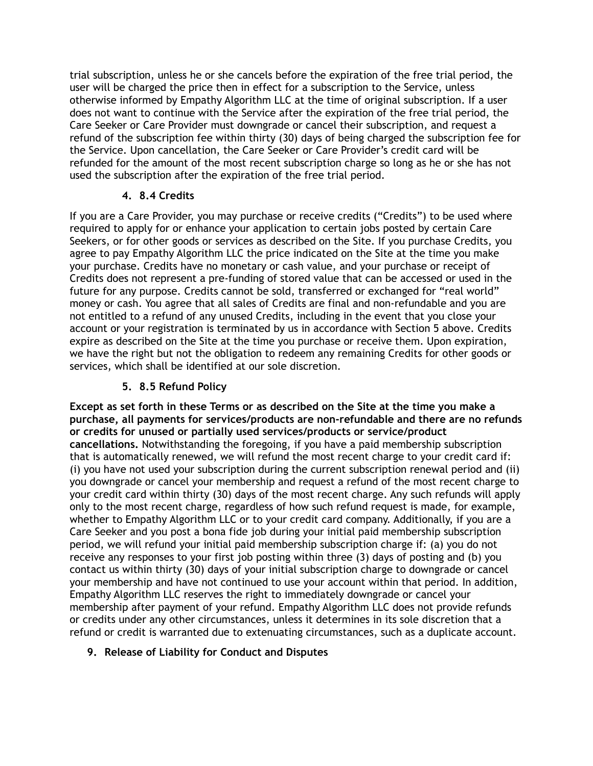trial subscription, unless he or she cancels before the expiration of the free trial period, the user will be charged the price then in effect for a subscription to the Service, unless otherwise informed by Empathy Algorithm LLC at the time of original subscription. If a user does not want to continue with the Service after the expiration of the free trial period, the Care Seeker or Care Provider must downgrade or cancel their subscription, and request a refund of the subscription fee within thirty (30) days of being charged the subscription fee for the Service. Upon cancellation, the Care Seeker or Care Provider's credit card will be refunded for the amount of the most recent subscription charge so long as he or she has not used the subscription after the expiration of the free trial period.

4. **8.4 Credits**

If you are a Care Provider, you may purchase or receive credits ("Credits") to be used where required to apply for or enhance your application to certain jobs posted by certain Care Seekers, or for other goods or services as described on the Site. If you purchase Credits, you agree to pay Empathy Algorithm LLC the price indicated on the Site at the time you make your purchase. Credits have no monetary or cash value, and your purchase or receipt of Credits does not represent a pre-funding of stored value that can be accessed or used in the future for any purpose. Credits cannot be sold, transferred or exchanged for "real world" money or cash. You agree that all sales of Credits are final and non-refundable and you are not entitled to a refund of any unused Credits, including in the event that you close your account or your registration is terminated by us in accordance with Section 5 above. Credits expire as described on the Site at the time you purchase or receive them. Upon expiration, we have the right but not the obligation to redeem any remaining Credits for other goods or services, which shall be identified at our sole discretion.

5. **8.5 Refund Policy**

**Except as set forth in these Terms or as described on the Site at the time you make a purchase, all payments for services/products are non-refundable and there are no refunds or credits for unused or partially used services/products or service/product cancellations.** Notwithstanding the foregoing, if you have a paid membership subscription that is automatically renewed, we will refund the most recent charge to your credit card if: (i) you have not used your subscription during the current subscription renewal period and (ii) you downgrade or cancel your membership and request a refund of the most recent charge to your credit card within thirty (30) days of the most recent charge. Any such refunds will apply only to the most recent charge, regardless of how such refund request is made, for example, whether to Empathy Algorithm LLC or to your credit card company. Additionally, if you are a Care Seeker and you post a bona fide job during your initial paid membership subscription period, we will refund your initial paid membership subscription charge if: (a) you do not receive any responses to your first job posting within three (3) days of posting and (b) you contact us within thirty (30) days of your initial subscription charge to downgrade or cancel your membership and have not continued to use your account within that period. In addition, Empathy Algorithm LLC reserves the right to immediately downgrade or cancel your membership after payment of your refund. Empathy Algorithm LLC does not provide refunds or credits under any other circumstances, unless it determines in its sole discretion that a refund or credit is warranted due to extenuating circumstances, such as a duplicate account.

9. **Release of Liability for Conduct and Disputes**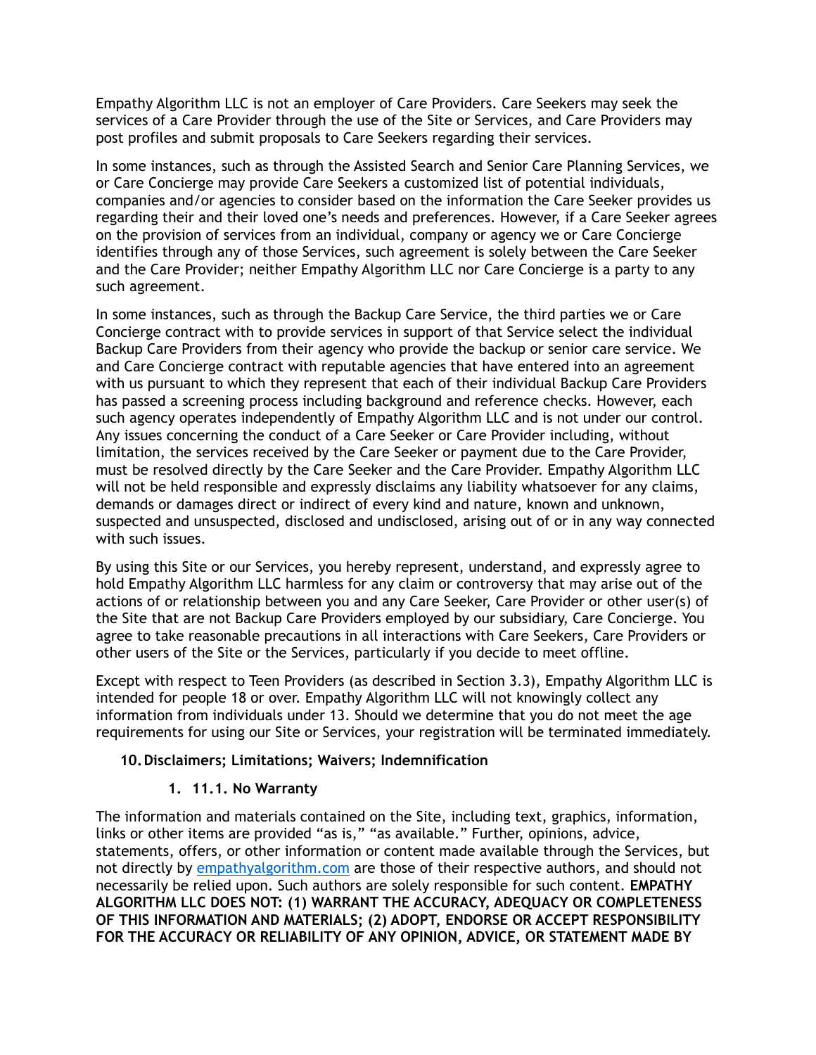Empathy Algorithm LLC is not an employer of Care Providers. Care Seekers may seek the services of a Care Provider through the use of the Site or Services, and Care Providers may post profiles and submit proposals to Care Seekers regarding their services.

In some instances, such as through the Assisted Search and Senior Care Planning Services, we or Care Concierge may provide Care Seekers a customized list of potential individuals, companies and/or agencies to consider based on the information the Care Seeker provides us regarding their and their loved one's needs and preferences. However, if a Care Seeker agrees on the provision of services from an individual, company or agency we or Care Concierge identifies through any of those Services, such agreement is solely between the Care Seeker and the Care Provider; neither Empathy Algorithm LLC nor Care Concierge is a party to any such agreement.

In some instances, such as through the Backup Care Service, the third parties we or Care Concierge contract with to provide services in support of that Service select the individual Backup Care Providers from their agency who provide the backup or senior care service. We and Care Concierge contract with reputable agencies that have entered into an agreement with us pursuant to which they represent that each of their individual Backup Care Providers has passed a screening process including background and reference checks. However, each such agency operates independently of Empathy Algorithm LLC and is not under our control. Any issues concerning the conduct of a Care Seeker or Care Provider including, without limitation, the services received by the Care Seeker or payment due to the Care Provider, must be resolved directly by the Care Seeker and the Care Provider. Empathy Algorithm LLC will not be held responsible and expressly disclaims any liability whatsoever for any claims, demands or damages direct or indirect of every kind and nature, known and unknown, suspected and unsuspected, disclosed and undisclosed, arising out of or in any way connected with such issues.

By using this Site or our Services, you hereby represent, understand, and expressly agree to hold Empathy Algorithm LLC harmless for any claim or controversy that may arise out of the actions of or relationship between you and any Care Seeker, Care Provider or other user(s) of the Site that are not Backup Care Providers employed by our subsidiary, Care Concierge. You agree to take reasonable precautions in all interactions with Care Seekers, Care Providers or other users of the Site or the Services, particularly if you decide to meet offline.

Except with respect to Teen Providers (as described in Section 3.3), Empathy Algorithm LLC is intended for people 18 or over. Empathy Algorithm LLC will not knowingly collect any information from individuals under 13. Should we determine that you do not meet the age requirements for using our Site or Services, your registration will be terminated immediately.

## 10. Disclaimers; Limitations; Waivers; Indemnification

### 1. 11.1. No Warranty

The information and materials contained on the Site, including text, graphics, information, links or other items are provided "as is," "as available." Further, opinions, advice, statements, offers, or other information or content made available through the Services, but not directly by [empathyalgorithm.com](empathyalgorithm.com) are those of their respective authors, and should not necessarily be relied upon. Such authors are solely responsible for such content. **EMPATHY ALGORITHM LLC DOES NOT: (1) WARRANT THE ACCURACY, ADEQUACY OR COMPLETENESS OF THIS INFORMATION AND MATERIALS; (2) ADOPT, ENDORSE OR ACCEPT RESPONSIBILITY FOR THE ACCURACY OR RELIABILITY OF ANY OPINION, ADVICE, OR STATEMENT MADE BY**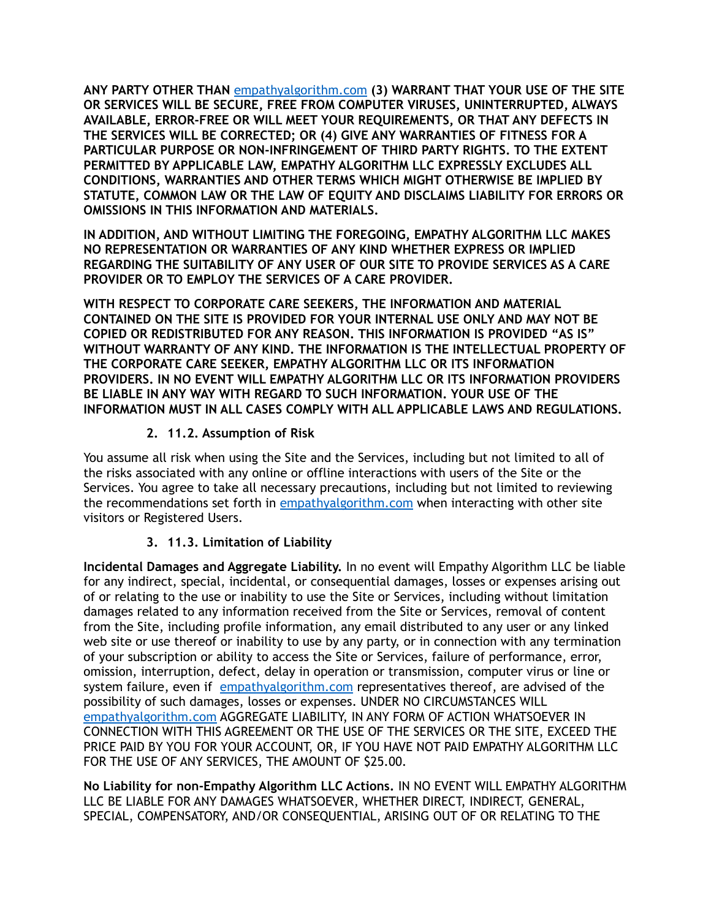**ANY PARTY OTHER THAN empathyalgorithm.com (3) WARRANT THAT YOUR USE OF THE SITE OR SERVICES WILL BE SECURE, FREE FROM COMPUTER VIRUSES, UNINTERRUPTED, ALWAYS AVAILABLE, ERROR-FREE OR WILL MEET YOUR REQUIREMENTS, OR THAT ANY DEFECTS IN THE SERVICES WILL BE CORRECTED; OR (4) GIVE ANY WARRANTIES OF FITNESS FOR A PARTICULAR PURPOSE OR NON-INFRINGEMENT OF THIRD PARTY RIGHTS. TO THE EXTENT PERMITTED BY APPLICABLE LAW, EMPATHY ALGORITHM LLC EXPRESSLY EXCLUDES ALL CONDITIONS, WARRANTIES AND OTHER TERMS WHICH MIGHT OTHERWISE BE IMPLIED BY STATUTE, COMMON LAW OR THE LAW OF EQUITY AND DISCLAIMS LIABILITY FOR ERRORS OR OMISSIONS IN THIS INFORMATION AND MATERIALS.**

**IN ADDITION, AND WITHOUT LIMITING THE FOREGOING, EMPATHY ALGORITHM LLC MAKES NO REPRESENTATION OR WARRANTIES OF ANY KIND WHETHER EXPRESS OR IMPLIED REGARDING THE SUITABILITY OF ANY USER OF OUR SITE TO PROVIDE SERVICES AS A CARE PROVIDER OR TO EMPLOY THE SERVICES OF A CARE PROVIDER.**

**WITH RESPECT TO CORPORATE CARE SEEKERS, THE INFORMATION AND MATERIAL CONTAINED ON THE SITE IS PROVIDED FOR YOUR INTERNAL USE ONLY AND MAY NOT BE COPIED OR REDISTRIBUTED FOR ANY REASON. THIS INFORMATION IS PROVIDED "AS IS" WITHOUT WARRANTY OF ANY KIND. THE INFORMATION IS THE INTELLECTUAL PROPERTY OF THE CORPORATE CARE SEEKER, EMPATHY ALGORITHM LLC OR ITS INFORMATION PROVIDERS. IN NO EVENT WILL EMPATHY ALGORITHM LLC OR ITS INFORMATION PROVIDERS BE LIABLE IN ANY WAY WITH REGARD TO SUCH INFORMATION. YOUR USE OF THE INFORMATION MUST IN ALL CASES COMPLY WITH ALL APPLICABLE LAWS AND REGULATIONS.**

2. **11.2. Assumption of Risk**

You assume all risk when using the Site and the Services, including but not limited to all of the risks associated with any online or offline interactions with users of the Site or the Services. You agree to take all necessary precautions, including but not limited to reviewing the recommendations set forth in empathyalgorithm.com when interacting with other site visitors or Registered Users.

3. **11.3. Limitation of Liability**

**Incidental Damages and Aggregate Liability.** In no event will Empathy Algorithm LLC be liable for any indirect, special, incidental, or consequential damages, losses or expenses arising out of or relating to the use or inability to use the Site or Services, including without limitation damages related to any information received from the Site or Services, removal of content from the Site, including profile information, any email distributed to any user or any linked web site or use thereof or inability to use by any party, or in connection with any termination of your subscription or ability to access the Site or Services, failure of performance, error, omission, interruption, defect, delay in operation or transmission, computer virus or line or system failure, even if empathyalgorithm.com representatives thereof, are advised of the possibility of such damages, losses or expenses. UNDER NO CIRCUMSTANCES WILL empathyalgorithm.com AGGREGATE LIABILITY, IN ANY FORM OF ACTION WHATSOEVER IN CONNECTION WITH THIS AGREEMENT OR THE USE OF THE SERVICES OR THE SITE, EXCEED THE PRICE PAID BY YOU FOR YOUR ACCOUNT, OR, IF YOU HAVE NOT PAID EMPATHY ALGORITHM LLC FOR THE USE OF ANY SERVICES, THE AMOUNT OF $25.00.

**No Liability for non-Empathy Algorithm LLC Actions.** IN NO EVENT WILL EMPATHY ALGORITHM LLC BE LIABLE FOR ANY DAMAGES WHATSOEVER, WHETHER DIRECT, INDIRECT, GENERAL, SPECIAL, COMPENSATORY, AND/OR CONSEQUENTIAL, ARISING OUT OF OR RELATING TO THE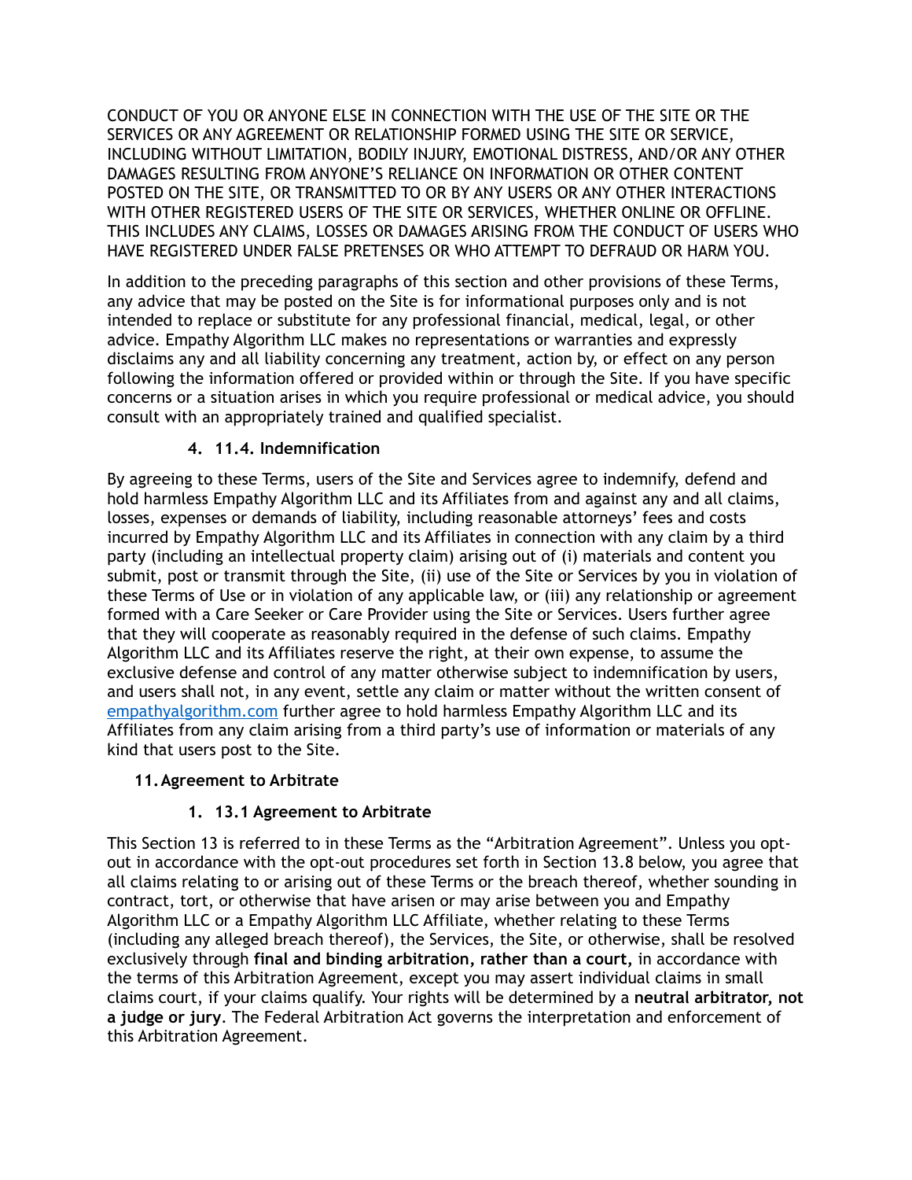CONDUCT OF YOU OR ANYONE ELSE IN CONNECTION WITH THE USE OF THE SITE OR THE SERVICES OR ANY AGREEMENT OR RELATIONSHIP FORMED USING THE SITE OR SERVICE, INCLUDING WITHOUT LIMITATION, BODILY INJURY, EMOTIONAL DISTRESS, AND/OR ANY OTHER DAMAGES RESULTING FROM ANYONE'S RELIANCE ON INFORMATION OR OTHER CONTENT POSTED ON THE SITE, OR TRANSMITTED TO OR BY ANY USERS OR ANY OTHER INTERACTIONS WITH OTHER REGISTERED USERS OF THE SITE OR SERVICES, WHETHER ONLINE OR OFFLINE. THIS INCLUDES ANY CLAIMS, LOSSES OR DAMAGES ARISING FROM THE CONDUCT OF USERS WHO HAVE REGISTERED UNDER FALSE PRETENSES OR WHO ATTEMPT TO DEFRAUD OR HARM YOU.

In addition to the preceding paragraphs of this section and other provisions of these Terms, any advice that may be posted on the Site is for informational purposes only and is not intended to replace or substitute for any professional financial, medical, legal, or other advice. Empathy Algorithm LLC makes no representations or warranties and expressly disclaims any and all liability concerning any treatment, action by, or effect on any person following the information offered or provided within or through the Site. If you have specific concerns or a situation arises in which you require professional or medical advice, you should consult with an appropriately trained and qualified specialist.

### 4. 11.4. Indemnification

By agreeing to these Terms, users of the Site and Services agree to indemnify, defend and hold harmless Empathy Algorithm LLC and its Affiliates from and against any and all claims, losses, expenses or demands of liability, including reasonable attorneys' fees and costs incurred by Empathy Algorithm LLC and its Affiliates in connection with any claim by a third party (including an intellectual property claim) arising out of (i) materials and content you submit, post or transmit through the Site, (ii) use of the Site or Services by you in violation of these Terms of Use or in violation of any applicable law, or (iii) any relationship or agreement formed with a Care Seeker or Care Provider using the Site or Services. Users further agree that they will cooperate as reasonably required in the defense of such claims. Empathy Algorithm LLC and its Affiliates reserve the right, at their own expense, to assume the exclusive defense and control of any matter otherwise subject to indemnification by users, and users shall not, in any event, settle any claim or matter without the written consent of [empathyalgorithm.com](empathyalgorithm.com) further agree to hold harmless Empathy Algorithm LLC and its Affiliates from any claim arising from a third party's use of information or materials of any kind that users post to the Site.

## 11. Agreement to Arbitrate

### 1. 13.1 Agreement to Arbitrate

This Section 13 is referred to in these Terms as the "Arbitration Agreement". Unless you opt-out in accordance with the opt-out procedures set forth in Section 13.8 below, you agree that all claims relating to or arising out of these Terms or the breach thereof, whether sounding in contract, tort, or otherwise that have arisen or may arise between you and Empathy Algorithm LLC or a Empathy Algorithm LLC Affiliate, whether relating to these Terms (including any alleged breach thereof), the Services, the Site, or otherwise, shall be resolved exclusively through **final and binding arbitration, rather than a court,** in accordance with the terms of this Arbitration Agreement, except you may assert individual claims in small claims court, if your claims qualify. Your rights will be determined by a **neutral arbitrator, not a judge or jury**. The Federal Arbitration Act governs the interpretation and enforcement of this Arbitration Agreement.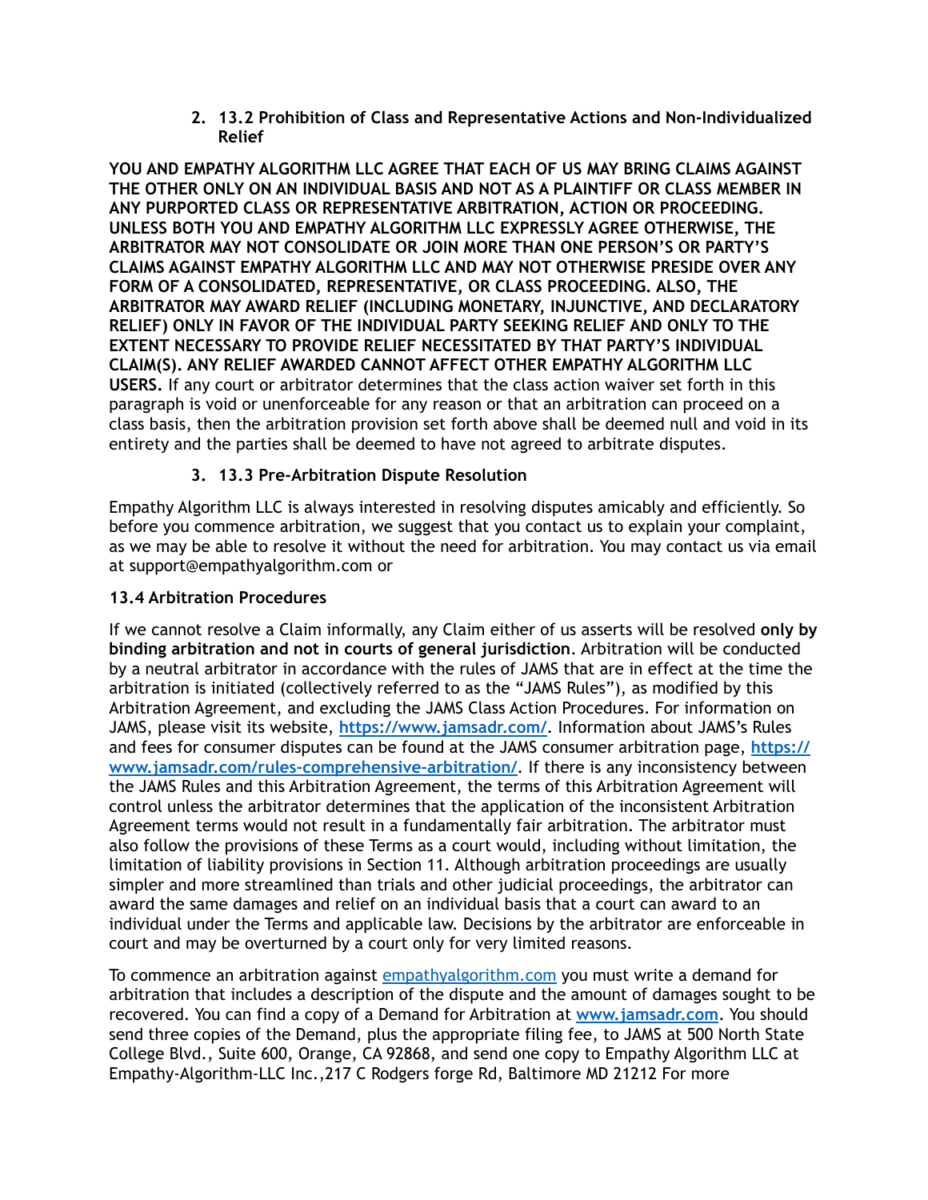2. **13.2 Prohibition of Class and Representative Actions and Non-Individualized Relief**

**YOU AND EMPATHY ALGORITHM LLC AGREE THAT EACH OF US MAY BRING CLAIMS AGAINST THE OTHER ONLY ON AN INDIVIDUAL BASIS AND NOT AS A PLAINTIFF OR CLASS MEMBER IN ANY PURPORTED CLASS OR REPRESENTATIVE ARBITRATION, ACTION OR PROCEEDING. UNLESS BOTH YOU AND EMPATHY ALGORITHM LLC EXPRESSLY AGREE OTHERWISE, THE ARBITRATOR MAY NOT CONSOLIDATE OR JOIN MORE THAN ONE PERSON'S OR PARTY'S CLAIMS AGAINST EMPATHY ALGORITHM LLC AND MAY NOT OTHERWISE PRESIDE OVER ANY FORM OF A CONSOLIDATED, REPRESENTATIVE, OR CLASS PROCEEDING. ALSO, THE ARBITRATOR MAY AWARD RELIEF (INCLUDING MONETARY, INJUNCTIVE, AND DECLARATORY RELIEF) ONLY IN FAVOR OF THE INDIVIDUAL PARTY SEEKING RELIEF AND ONLY TO THE EXTENT NECESSARY TO PROVIDE RELIEF NECESSITATED BY THAT PARTY'S INDIVIDUAL CLAIM(S). ANY RELIEF AWARDED CANNOT AFFECT OTHER EMPATHY ALGORITHM LLC USERS.** If any court or arbitrator determines that the class action waiver set forth in this paragraph is void or unenforceable for any reason or that an arbitration can proceed on a class basis, then the arbitration provision set forth above shall be deemed null and void in its entirety and the parties shall be deemed to have not agreed to arbitrate disputes.

3. **13.3 Pre-Arbitration Dispute Resolution**

Empathy Algorithm LLC is always interested in resolving disputes amicably and efficiently. So before you commence arbitration, we suggest that you contact us to explain your complaint, as we may be able to resolve it without the need for arbitration. You may contact us via email at support@empathyalgorithm.com or

**13.4 Arbitration Procedures**

If we cannot resolve a Claim informally, any Claim either of us asserts will be resolved **only by binding arbitration and not in courts of general jurisdiction**. Arbitration will be conducted by a neutral arbitrator in accordance with the rules of JAMS that are in effect at the time the arbitration is initiated (collectively referred to as the "JAMS Rules"), as modified by this Arbitration Agreement, and excluding the JAMS Class Action Procedures. For information on JAMS, please visit its website, **https://www.jamsadr.com/**. Information about JAMS's Rules and fees for consumer disputes can be found at the JAMS consumer arbitration page, **https://www.jamsadr.com/rules-comprehensive-arbitration/**. If there is any inconsistency between the JAMS Rules and this Arbitration Agreement, the terms of this Arbitration Agreement will control unless the arbitrator determines that the application of the inconsistent Arbitration Agreement terms would not result in a fundamentally fair arbitration. The arbitrator must also follow the provisions of these Terms as a court would, including without limitation, the limitation of liability provisions in Section 11. Although arbitration proceedings are usually simpler and more streamlined than trials and other judicial proceedings, the arbitrator can award the same damages and relief on an individual basis that a court can award to an individual under the Terms and applicable law. Decisions by the arbitrator are enforceable in court and may be overturned by a court only for very limited reasons.

To commence an arbitration against empathyalgorithm.com you must write a demand for arbitration that includes a description of the dispute and the amount of damages sought to be recovered. You can find a copy of a Demand for Arbitration at **www.jamsadr.com**. You should send three copies of the Demand, plus the appropriate filing fee, to JAMS at 500 North State College Blvd., Suite 600, Orange, CA 92868, and send one copy to Empathy Algorithm LLC at Empathy-Algorithm-LLC Inc.,217 C Rodgers forge Rd, Baltimore MD 21212 For more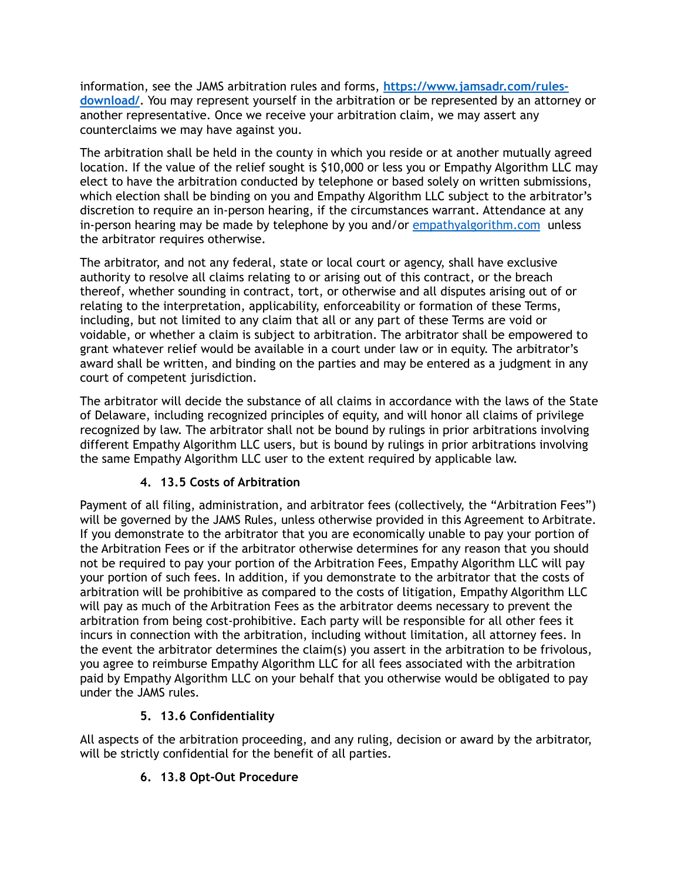information, see the JAMS arbitration rules and forms, **[https://www.jamsadr.com/rules-download/](https://www.jamsadr.com/rules-download/)**. You may represent yourself in the arbitration or be represented by an attorney or another representative. Once we receive your arbitration claim, we may assert any counterclaims we may have against you.

The arbitration shall be held in the county in which you reside or at another mutually agreed location. If the value of the relief sought is $10,000 or less you or Empathy Algorithm LLC may elect to have the arbitration conducted by telephone or based solely on written submissions, which election shall be binding on you and Empathy Algorithm LLC subject to the arbitrator's discretion to require an in-person hearing, if the circumstances warrant. Attendance at any in-person hearing may be made by telephone by you and/or [empathyalgorithm.com](empathyalgorithm.com) unless the arbitrator requires otherwise.

The arbitrator, and not any federal, state or local court or agency, shall have exclusive authority to resolve all claims relating to or arising out of this contract, or the breach thereof, whether sounding in contract, tort, or otherwise and all disputes arising out of or relating to the interpretation, applicability, enforceability or formation of these Terms, including, but not limited to any claim that all or any part of these Terms are void or voidable, or whether a claim is subject to arbitration. The arbitrator shall be empowered to grant whatever relief would be available in a court under law or in equity. The arbitrator's award shall be written, and binding on the parties and may be entered as a judgment in any court of competent jurisdiction.

The arbitrator will decide the substance of all claims in accordance with the laws of the State of Delaware, including recognized principles of equity, and will honor all claims of privilege recognized by law. The arbitrator shall not be bound by rulings in prior arbitrations involving different Empathy Algorithm LLC users, but is bound by rulings in prior arbitrations involving the same Empathy Algorithm LLC user to the extent required by applicable law.

4. **13.5 Costs of Arbitration**

Payment of all filing, administration, and arbitrator fees (collectively, the "Arbitration Fees") will be governed by the JAMS Rules, unless otherwise provided in this Agreement to Arbitrate. If you demonstrate to the arbitrator that you are economically unable to pay your portion of the Arbitration Fees or if the arbitrator otherwise determines for any reason that you should not be required to pay your portion of the Arbitration Fees, Empathy Algorithm LLC will pay your portion of such fees. In addition, if you demonstrate to the arbitrator that the costs of arbitration will be prohibitive as compared to the costs of litigation, Empathy Algorithm LLC will pay as much of the Arbitration Fees as the arbitrator deems necessary to prevent the arbitration from being cost-prohibitive. Each party will be responsible for all other fees it incurs in connection with the arbitration, including without limitation, all attorney fees. In the event the arbitrator determines the claim(s) you assert in the arbitration to be frivolous, you agree to reimburse Empathy Algorithm LLC for all fees associated with the arbitration paid by Empathy Algorithm LLC on your behalf that you otherwise would be obligated to pay under the JAMS rules.

5. **13.6 Confidentiality**

All aspects of the arbitration proceeding, and any ruling, decision or award by the arbitrator, will be strictly confidential for the benefit of all parties.

6. **13.8 Opt-Out Procedure**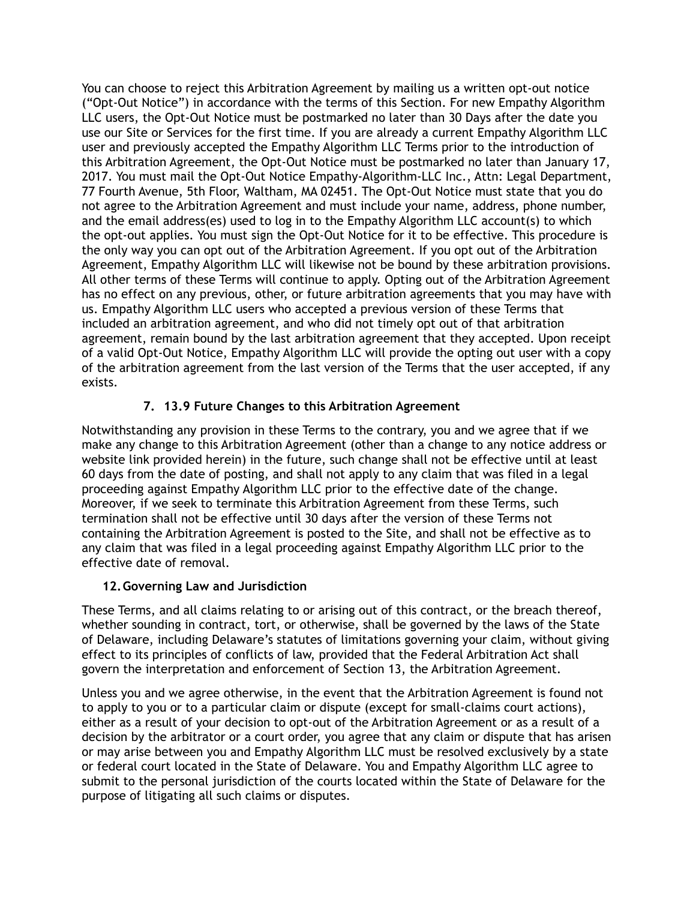You can choose to reject this Arbitration Agreement by mailing us a written opt-out notice ("Opt-Out Notice") in accordance with the terms of this Section. For new Empathy Algorithm LLC users, the Opt-Out Notice must be postmarked no later than 30 Days after the date you use our Site or Services for the first time. If you are already a current Empathy Algorithm LLC user and previously accepted the Empathy Algorithm LLC Terms prior to the introduction of this Arbitration Agreement, the Opt-Out Notice must be postmarked no later than January 17, 2017. You must mail the Opt-Out Notice Empathy-Algorithm-LLC Inc., Attn: Legal Department, 77 Fourth Avenue, 5th Floor, Waltham, MA 02451. The Opt-Out Notice must state that you do not agree to the Arbitration Agreement and must include your name, address, phone number, and the email address(es) used to log in to the Empathy Algorithm LLC account(s) to which the opt-out applies. You must sign the Opt-Out Notice for it to be effective. This procedure is the only way you can opt out of the Arbitration Agreement. If you opt out of the Arbitration Agreement, Empathy Algorithm LLC will likewise not be bound by these arbitration provisions. All other terms of these Terms will continue to apply. Opting out of the Arbitration Agreement has no effect on any previous, other, or future arbitration agreements that you may have with us. Empathy Algorithm LLC users who accepted a previous version of these Terms that included an arbitration agreement, and who did not timely opt out of that arbitration agreement, remain bound by the last arbitration agreement that they accepted. Upon receipt of a valid Opt-Out Notice, Empathy Algorithm LLC will provide the opting out user with a copy of the arbitration agreement from the last version of the Terms that the user accepted, if any exists.

7. **13.9 Future Changes to this Arbitration Agreement**

Notwithstanding any provision in these Terms to the contrary, you and we agree that if we make any change to this Arbitration Agreement (other than a change to any notice address or website link provided herein) in the future, such change shall not be effective until at least 60 days from the date of posting, and shall not apply to any claim that was filed in a legal proceeding against Empathy Algorithm LLC prior to the effective date of the change. Moreover, if we seek to terminate this Arbitration Agreement from these Terms, such termination shall not be effective until 30 days after the version of these Terms not containing the Arbitration Agreement is posted to the Site, and shall not be effective as to any claim that was filed in a legal proceeding against Empathy Algorithm LLC prior to the effective date of removal.

12. **Governing Law and Jurisdiction**

These Terms, and all claims relating to or arising out of this contract, or the breach thereof, whether sounding in contract, tort, or otherwise, shall be governed by the laws of the State of Delaware, including Delaware's statutes of limitations governing your claim, without giving effect to its principles of conflicts of law, provided that the Federal Arbitration Act shall govern the interpretation and enforcement of Section 13, the Arbitration Agreement.

Unless you and we agree otherwise, in the event that the Arbitration Agreement is found not to apply to you or to a particular claim or dispute (except for small-claims court actions), either as a result of your decision to opt-out of the Arbitration Agreement or as a result of a decision by the arbitrator or a court order, you agree that any claim or dispute that has arisen or may arise between you and Empathy Algorithm LLC must be resolved exclusively by a state or federal court located in the State of Delaware. You and Empathy Algorithm LLC agree to submit to the personal jurisdiction of the courts located within the State of Delaware for the purpose of litigating all such claims or disputes.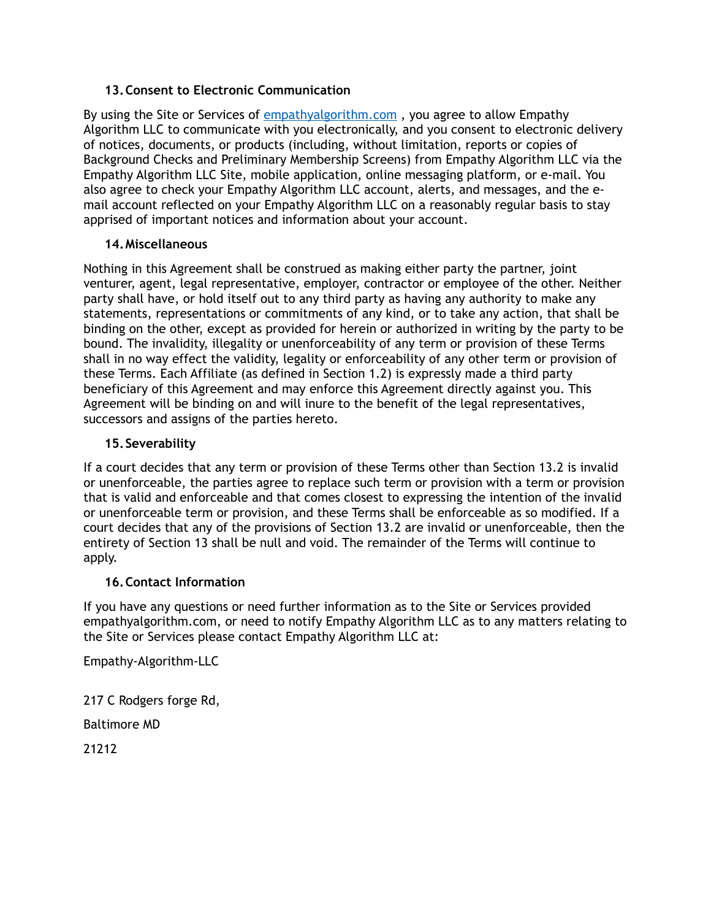### 13. Consent to Electronic Communication

By using the Site or Services of [empathyalgorithm.com](empathyalgorithm.com) , you agree to allow Empathy Algorithm LLC to communicate with you electronically, and you consent to electronic delivery of notices, documents, or products (including, without limitation, reports or copies of Background Checks and Preliminary Membership Screens) from Empathy Algorithm LLC via the Empathy Algorithm LLC Site, mobile application, online messaging platform, or e-mail. You also agree to check your Empathy Algorithm LLC account, alerts, and messages, and the e-mail account reflected on your Empathy Algorithm LLC on a reasonably regular basis to stay apprised of important notices and information about your account.

### 14. Miscellaneous

Nothing in this Agreement shall be construed as making either party the partner, joint venturer, agent, legal representative, employer, contractor or employee of the other. Neither party shall have, or hold itself out to any third party as having any authority to make any statements, representations or commitments of any kind, or to take any action, that shall be binding on the other, except as provided for herein or authorized in writing by the party to be bound. The invalidity, illegality or unenforceability of any term or provision of these Terms shall in no way effect the validity, legality or enforceability of any other term or provision of these Terms. Each Affiliate (as defined in Section 1.2) is expressly made a third party beneficiary of this Agreement and may enforce this Agreement directly against you. This Agreement will be binding on and will inure to the benefit of the legal representatives, successors and assigns of the parties hereto.

### 15. Severability

If a court decides that any term or provision of these Terms other than Section 13.2 is invalid or unenforceable, the parties agree to replace such term or provision with a term or provision that is valid and enforceable and that comes closest to expressing the intention of the invalid or unenforceable term or provision, and these Terms shall be enforceable as so modified. If a court decides that any of the provisions of Section 13.2 are invalid or unenforceable, then the entirety of Section 13 shall be null and void. The remainder of the Terms will continue to apply.

### 16. Contact Information

If you have any questions or need further information as to the Site or Services provided empathyalgorithm.com, or need to notify Empathy Algorithm LLC as to any matters relating to the Site or Services please contact Empathy Algorithm LLC at:

Empathy-Algorithm-LLC

217 C Rodgers forge Rd,

Baltimore MD

21212